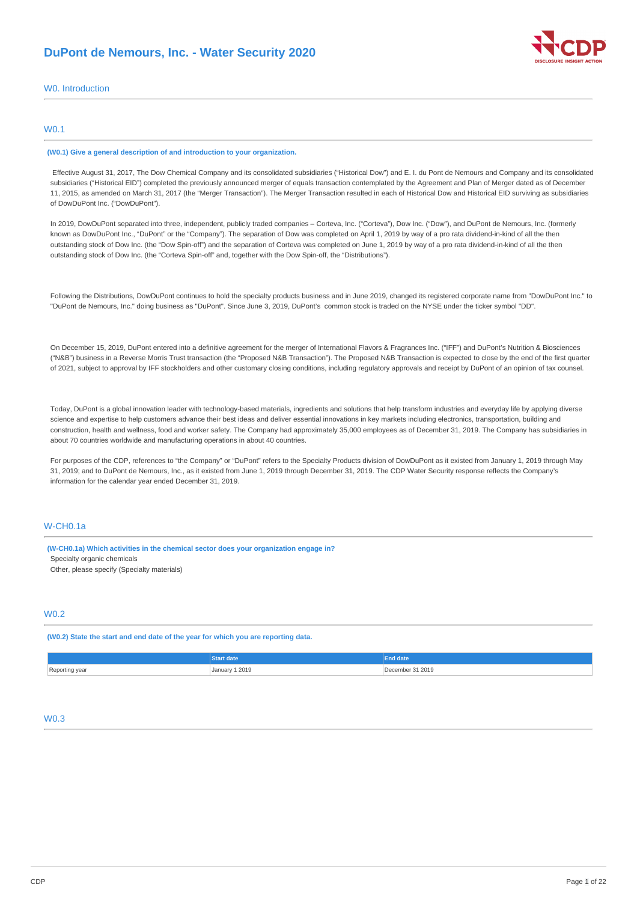# DuPont de Nemours, Inc. - Water Security 2020

## W0. Introduction

### W0.1

**(W0.1) Give a general description of and introduction to your organization.**

Effective August 31, 2017, The Dow Chemical Company and its consolidated subsidiaries ("Historical Dow") and E. I. du Pont de Nemours and Company and its consolidated subsidiaries ("Historical EID") completed the previously announced merger of equals transaction contemplated by the Agreement and Plan of Merger dated as of December 11, 2015, as amended on March 31, 2017 (the "Merger Transaction"). The Merger Transaction resulted in each of Historical Dow and Historical EID surviving as subsidiaries of DowDuPont Inc. ("DowDuPont").

In 2019, DowDuPont separated into three, independent, publicly traded companies – Corteva, Inc. ("Corteva"), Dow Inc. ("Dow"), and DuPont de Nemours, Inc. (formerly known as DowDuPont Inc., "DuPont" or the "Company"). The separation of Dow was completed on April 1, 2019 by way of a pro rata dividend-in-kind of all the then outstanding stock of Dow Inc. (the "Dow Spin-off") and the separation of Corteva was completed on June 1, 2019 by way of a pro rata dividend-in-kind of all the then outstanding stock of Dow Inc. (the "Corteva Spin-off" and, together with the Dow Spin-off, the "Distributions").

Following the Distributions, DowDuPont continues to hold the specialty products business and in June 2019, changed its registered corporate name from "DowDuPont Inc." to "DuPont de Nemours, Inc." doing business as "DuPont". Since June 3, 2019, DuPont's common stock is traded on the NYSE under the ticker symbol "DD".

On December 15, 2019, DuPont entered into a definitive agreement for the merger of International Flavors & Fragrances Inc. ("IFF") and DuPont's Nutrition & Biosciences ("N&B") business in a Reverse Morris Trust transaction (the "Proposed N&B Transaction"). The Proposed N&B Transaction is expected to close by the end of the first quarter of 2021, subject to approval by IFF stockholders and other customary closing conditions, including regulatory approvals and receipt by DuPont of an opinion of tax counsel.

Today, DuPont is a global innovation leader with technology-based materials, ingredients and solutions that help transform industries and everyday life by applying diverse science and expertise to help customers advance their best ideas and deliver essential innovations in key markets including electronics, transportation, building and construction, health and wellness, food and worker safety. The Company had approximately 35,000 employees as of December 31, 2019. The Company has subsidiaries in about 70 countries worldwide and manufacturing operations in about 40 countries.

For purposes of the CDP, references to "the Company" or "DuPont" refers to the Specialty Products division of DowDuPont as it existed from January 1, 2019 through May 31, 2019; and to DuPont de Nemours, Inc., as it existed from June 1, 2019 through December 31, 2019. The CDP Water Security response reflects the Company's information for the calendar year ended December 31, 2019.

### W-CH0.1a

**(W-CH0.1a) Which activities in the chemical sector does your organization engage in?**

Specialty organic chemicals
Other, please specify (Specialty materials)

### W0.2

**(W0.2) State the start and end date of the year for which you are reporting data.**

| | Start date | End date |
|---|---|---|
| Reporting year | January 1 2019 | December 31 2019 |

### W0.3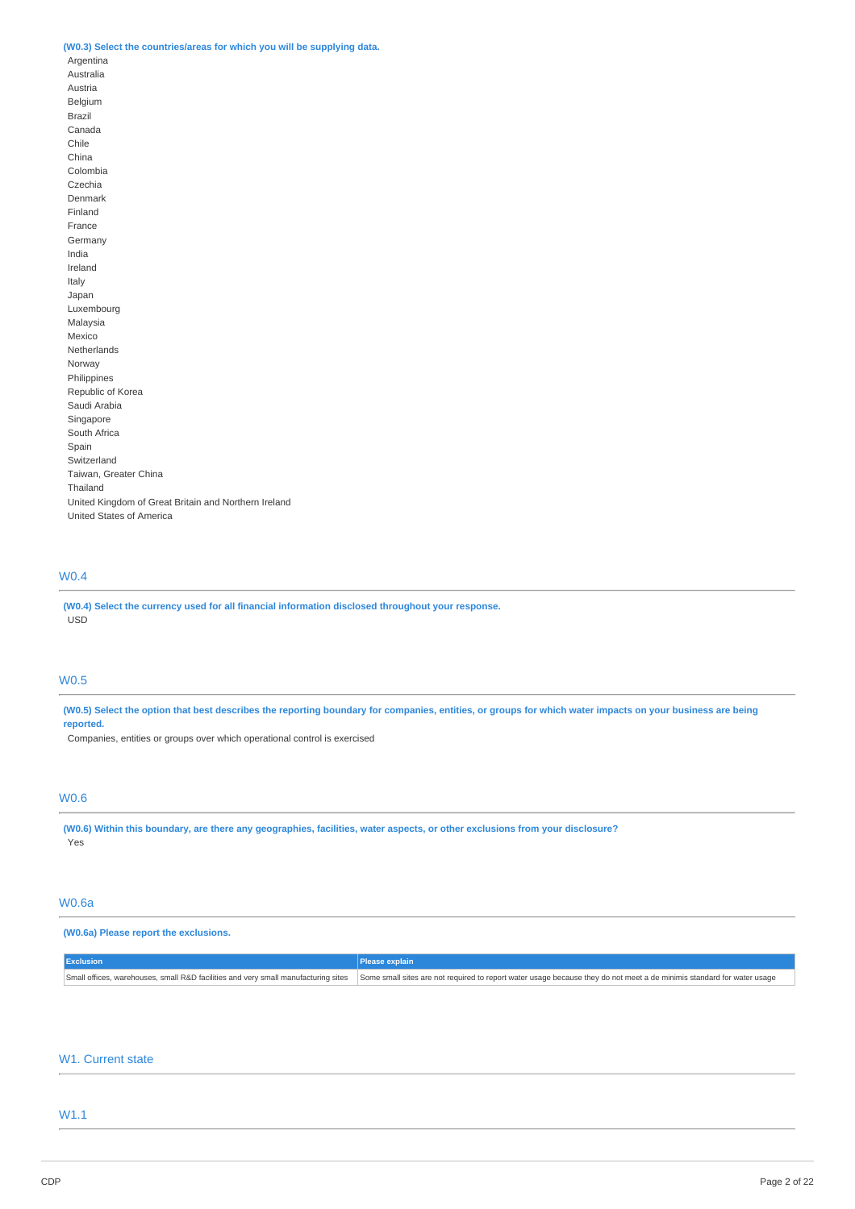**(W0.3) Select the countries/areas for which you will be supplying data.**

Argentina
Australia
Austria
Belgium
Brazil
Canada
Chile
China
Colombia
Czechia
Denmark
Finland
France
Germany
India
Ireland
Italy
Japan
Luxembourg
Malaysia
Mexico
Netherlands
Norway
Philippines
Republic of Korea
Saudi Arabia
Singapore
South Africa
Spain
Switzerland
Taiwan, Greater China
Thailand
United Kingdom of Great Britain and Northern Ireland
United States of America

## W0.4

**(W0.4) Select the currency used for all financial information disclosed throughout your response.**

USD

## W0.5

**(W0.5) Select the option that best describes the reporting boundary for companies, entities, or groups for which water impacts on your business are being reported.**

Companies, entities or groups over which operational control is exercised

## W0.6

**(W0.6) Within this boundary, are there any geographies, facilities, water aspects, or other exclusions from your disclosure?**

Yes

## W0.6a

**(W0.6a) Please report the exclusions.**

| Exclusion | Please explain |
| --- | --- |
| Small offices, warehouses, small R&D facilities and very small manufacturing sites | Some small sites are not required to report water usage because they do not meet a de minimis standard for water usage |

## W1. Current state

## W1.1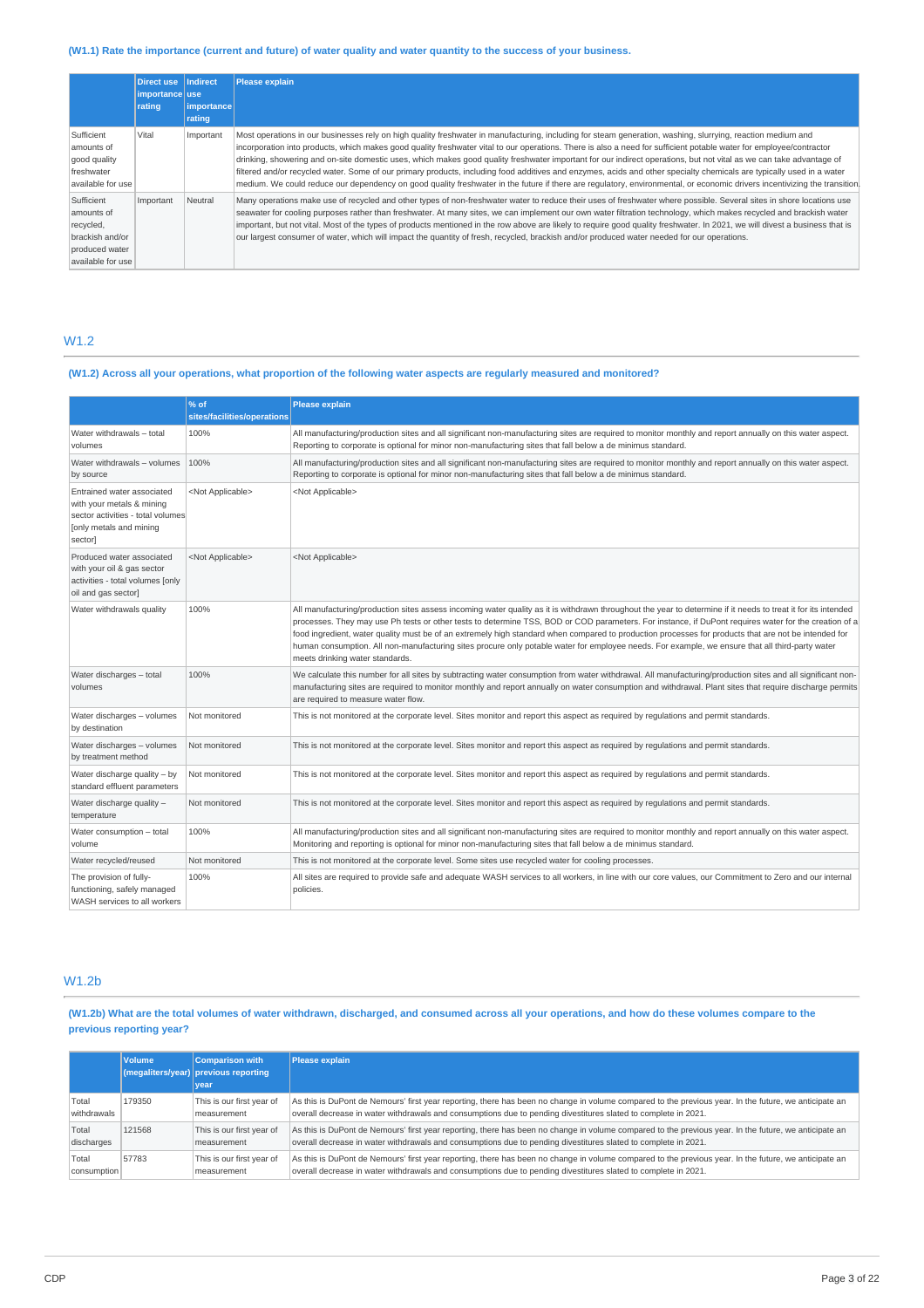### (W1.1) Rate the importance (current and future) of water quality and water quantity to the success of your business.

| | Direct use importance rating | Indirect use importance rating | Please explain |
|---|---|---|---|
| Sufficient amounts of good quality freshwater available for use | Vital | Important | Most operations in our businesses rely on high quality freshwater in manufacturing, including for steam generation, washing, slurrying, reaction medium and incorporation into products, which makes good quality freshwater vital to our operations. There is also a need for sufficient potable water for employee/contractor drinking, showering and on-site domestic uses, which makes good quality freshwater important for our indirect operations, but not vital as we can take advantage of filtered and/or recycled water. Some of our primary products, including food additives and enzymes, acids and other specialty chemicals are typically used in a water medium. We could reduce our dependency on good quality freshwater in the future if there are regulatory, environmental, or economic drivers incentivizing the transition. |
| Sufficient amounts of recycled, brackish and/or produced water available for use | Important | Neutral | Many operations make use of recycled and other types of non-freshwater water to reduce their uses of freshwater where possible. Several sites in shore locations use seawater for cooling purposes rather than freshwater. At many sites, we can implement our own water filtration technology, which makes recycled and brackish water important, but not vital. Most of the types of products mentioned in the row above are likely to require good quality freshwater. In 2021, we will divest a business that is our largest consumer of water, which will impact the quantity of fresh, recycled, brackish and/or produced water needed for our operations. |

## W1.2

### (W1.2) Across all your operations, what proportion of the following water aspects are regularly measured and monitored?

| | % of sites/facilities/operations | Please explain |
|---|---|---|
| Water withdrawals – total volumes | 100% | All manufacturing/production sites and all significant non-manufacturing sites are required to monitor monthly and report annually on this water aspect. Reporting to corporate is optional for minor non-manufacturing sites that fall below a de minimus standard. |
| Water withdrawals – volumes by source | 100% | All manufacturing/production sites and all significant non-manufacturing sites are required to monitor monthly and report annually on this water aspect. Reporting to corporate is optional for minor non-manufacturing sites that fall below a de minimus standard. |
| Entrained water associated with your metals & mining sector activities - total volumes [only metals and mining sector] | <Not Applicable> | <Not Applicable> |
| Produced water associated with your oil & gas sector activities - total volumes [only oil and gas sector] | <Not Applicable> | <Not Applicable> |
| Water withdrawals quality | 100% | All manufacturing/production sites assess incoming water quality as it is withdrawn throughout the year to determine if it needs to treat it for its intended processes. They may use Ph tests or other tests to determine TSS, BOD or COD parameters. For instance, if DuPont requires water for the creation of a food ingredient, water quality must be of an extremely high standard when compared to production processes for products that are not be intended for human consumption. All non-manufacturing sites procure only potable water for employee needs. For example, we ensure that all third-party water meets drinking water standards. |
| Water discharges – total volumes | 100% | We calculate this number for all sites by subtracting water consumption from water withdrawal. All manufacturing/production sites and all significant non-manufacturing sites are required to monitor monthly and report annually on water consumption and withdrawal. Plant sites that require discharge permits are required to measure water flow. |
| Water discharges – volumes by destination | Not monitored | This is not monitored at the corporate level. Sites monitor and report this aspect as required by regulations and permit standards. |
| Water discharges – volumes by treatment method | Not monitored | This is not monitored at the corporate level. Sites monitor and report this aspect as required by regulations and permit standards. |
| Water discharge quality – by standard effluent parameters | Not monitored | This is not monitored at the corporate level. Sites monitor and report this aspect as required by regulations and permit standards. |
| Water discharge quality – temperature | Not monitored | This is not monitored at the corporate level. Sites monitor and report this aspect as required by regulations and permit standards. |
| Water consumption – total volume | 100% | All manufacturing/production sites and all significant non-manufacturing sites are required to monitor monthly and report annually on this water aspect. Monitoring and reporting is optional for minor non-manufacturing sites that fall below a de minimus standard. |
| Water recycled/reused | Not monitored | This is not monitored at the corporate level. Some sites use recycled water for cooling processes. |
| The provision of fully-functioning, safely managed WASH services to all workers | 100% | All sites are required to provide safe and adequate WASH services to all workers, in line with our core values, our Commitment to Zero and our internal policies. |

## W1.2b

### (W1.2b) What are the total volumes of water withdrawn, discharged, and consumed across all your operations, and how do these volumes compare to the previous reporting year?

| | Volume (megaliters/year) | Comparison with previous reporting year | Please explain |
|---|---|---|---|
| Total withdrawals | 179350 | This is our first year of measurement | As this is DuPont de Nemours' first year reporting, there has been no change in volume compared to the previous year. In the future, we anticipate an overall decrease in water withdrawals and consumptions due to pending divestitures slated to complete in 2021. |
| Total discharges | 121568 | This is our first year of measurement | As this is DuPont de Nemours' first year reporting, there has been no change in volume compared to the previous year. In the future, we anticipate an overall decrease in water withdrawals and consumptions due to pending divestitures slated to complete in 2021. |
| Total consumption | 57783 | This is our first year of measurement | As this is DuPont de Nemours' first year reporting, there has been no change in volume compared to the previous year. In the future, we anticipate an overall decrease in water withdrawals and consumptions due to pending divestitures slated to complete in 2021. |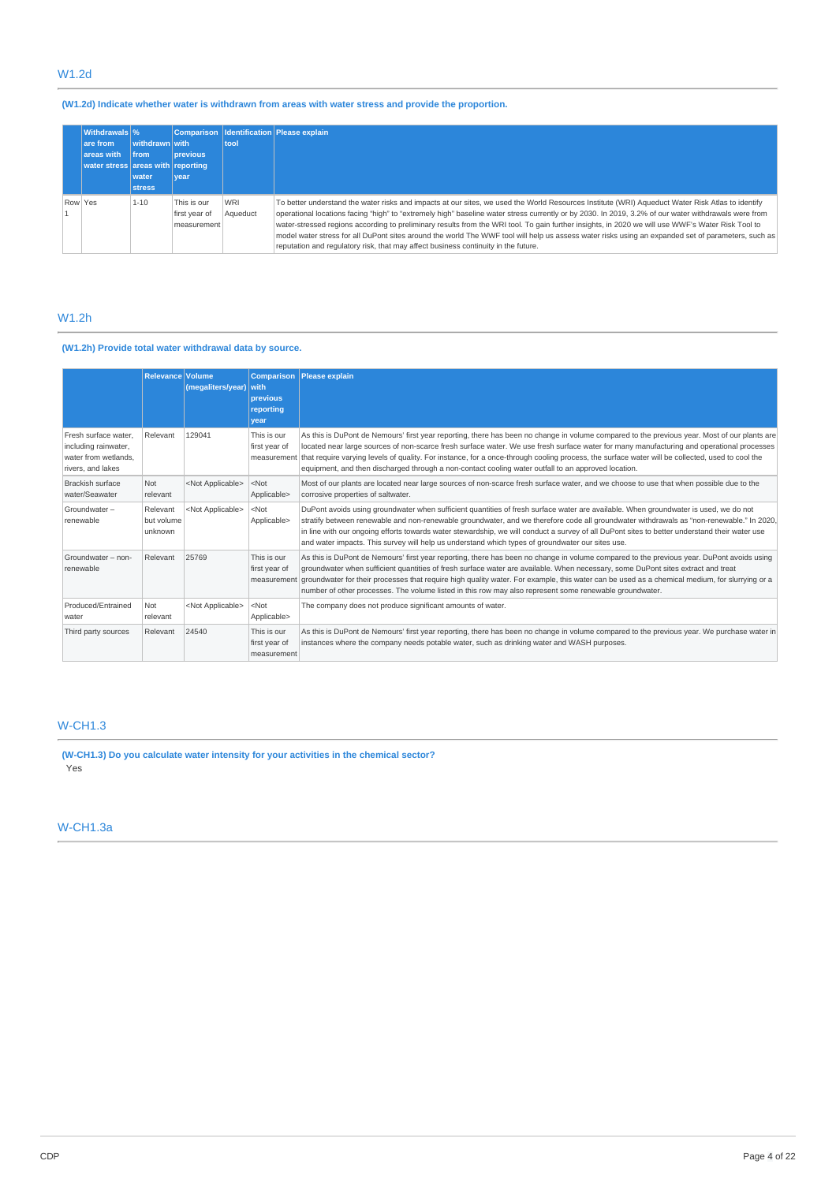## W1.2d

**(W1.2d) Indicate whether water is withdrawn from areas with water stress and provide the proportion.**

| | Withdrawals are from areas with water stress | % withdrawn from areas with water stress | Comparison with previous reporting year | Identification tool | Please explain |
|---|---|---|---|---|---|
| Row 1 | Yes | 1-10 | This is our first year of measurement | WRI Aqueduct | To better understand the water risks and impacts at our sites, we used the World Resources Institute (WRI) Aqueduct Water Risk Atlas to identify operational locations facing "high" to "extremely high" baseline water stress currently or by 2030. In 2019, 3.2% of our water withdrawals were from water-stressed regions according to preliminary results from the WRI tool. To gain further insights, in 2020 we will use WWF's Water Risk Tool to model water stress for all DuPont sites around the world The WWF tool will help us assess water risks using an expanded set of parameters, such as reputation and regulatory risk, that may affect business continuity in the future. |

## W1.2h

**(W1.2h) Provide total water withdrawal data by source.**

| | Relevance | Volume (megaliters/year) | Comparison with previous reporting year | Please explain |
|---|---|---|---|---|
| Fresh surface water, including rainwater, water from wetlands, rivers, and lakes | Relevant | 129041 | This is our first year of measurement | As this is DuPont de Nemours' first year reporting, there has been no change in volume compared to the previous year. Most of our plants are located near large sources of non-scarce fresh surface water. We use fresh surface water for many manufacturing and operational processes that require varying levels of quality. For instance, for a once-through cooling process, the surface water will be collected, used to cool the equipment, and then discharged through a non-contact cooling water outfall to an approved location. |
| Brackish surface water/Seawater | Not relevant | <Not Applicable> | <Not Applicable> | Most of our plants are located near large sources of non-scarce fresh surface water, and we choose to use that when possible due to the corrosive properties of saltwater. |
| Groundwater – renewable | Relevant but volume unknown | <Not Applicable> | <Not Applicable> | DuPont avoids using groundwater when sufficient quantities of fresh surface water are available. When groundwater is used, we do not stratify between renewable and non-renewable groundwater, and we therefore code all groundwater withdrawals as "non-renewable." In 2020, in line with our ongoing efforts towards water stewardship, we will conduct a survey of all DuPont sites to better understand their water use and water impacts. This survey will help us understand which types of groundwater our sites use. |
| Groundwater – non-renewable | Relevant | 25769 | This is our first year of measurement | As this is DuPont de Nemours' first year reporting, there has been no change in volume compared to the previous year. DuPont avoids using groundwater when sufficient quantities of fresh surface water are available. When necessary, some DuPont sites extract and treat groundwater for their processes that require high quality water. For example, this water can be used as a chemical medium, for slurrying or a number of other processes. The volume listed in this row may also represent some renewable groundwater. |
| Produced/Entrained water | Not relevant | <Not Applicable> | <Not Applicable> | The company does not produce significant amounts of water. |
| Third party sources | Relevant | 24540 | This is our first year of measurement | As this is DuPont de Nemours' first year reporting, there has been no change in volume compared to the previous year. We purchase water in instances where the company needs potable water, such as drinking water and WASH purposes. |

## W-CH1.3

**(W-CH1.3) Do you calculate water intensity for your activities in the chemical sector?**

Yes

## W-CH1.3a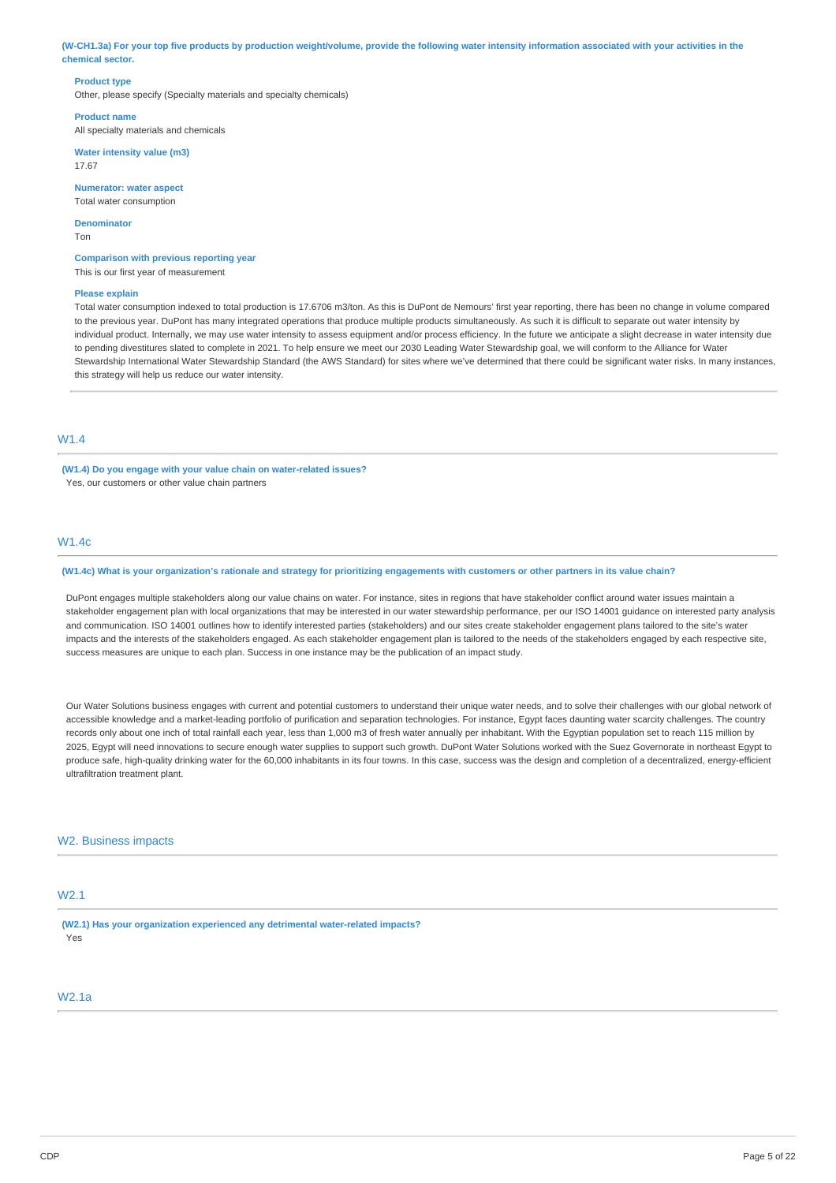**(W-CH1.3a) For your top five products by production weight/volume, provide the following water intensity information associated with your activities in the chemical sector.**

**Product type**
Other, please specify (Specialty materials and specialty chemicals)

**Product name**
All specialty materials and chemicals

**Water intensity value (m3)**
17.67

**Numerator: water aspect**
Total water consumption

**Denominator**
Ton

**Comparison with previous reporting year**
This is our first year of measurement

**Please explain**
Total water consumption indexed to total production is 17.6706 m3/ton. As this is DuPont de Nemours' first year reporting, there has been no change in volume compared to the previous year. DuPont has many integrated operations that produce multiple products simultaneously. As such it is difficult to separate out water intensity by individual product. Internally, we may use water intensity to assess equipment and/or process efficiency. In the future we anticipate a slight decrease in water intensity due to pending divestitures slated to complete in 2021. To help ensure we meet our 2030 Leading Water Stewardship goal, we will conform to the Alliance for Water Stewardship International Water Stewardship Standard (the AWS Standard) for sites where we've determined that there could be significant water risks. In many instances, this strategy will help us reduce our water intensity.

## W1.4

**(W1.4) Do you engage with your value chain on water-related issues?**
Yes, our customers or other value chain partners

## W1.4c

**(W1.4c) What is your organization's rationale and strategy for prioritizing engagements with customers or other partners in its value chain?**

DuPont engages multiple stakeholders along our value chains on water. For instance, sites in regions that have stakeholder conflict around water issues maintain a stakeholder engagement plan with local organizations that may be interested in our water stewardship performance, per our ISO 14001 guidance on interested party analysis and communication. ISO 14001 outlines how to identify interested parties (stakeholders) and our sites create stakeholder engagement plans tailored to the site's water impacts and the interests of the stakeholders engaged. As each stakeholder engagement plan is tailored to the needs of the stakeholders engaged by each respective site, success measures are unique to each plan. Success in one instance may be the publication of an impact study.

Our Water Solutions business engages with current and potential customers to understand their unique water needs, and to solve their challenges with our global network of accessible knowledge and a market-leading portfolio of purification and separation technologies. For instance, Egypt faces daunting water scarcity challenges. The country records only about one inch of total rainfall each year, less than 1,000 m3 of fresh water annually per inhabitant. With the Egyptian population set to reach 115 million by 2025, Egypt will need innovations to secure enough water supplies to support such growth. DuPont Water Solutions worked with the Suez Governorate in northeast Egypt to produce safe, high-quality drinking water for the 60,000 inhabitants in its four towns. In this case, success was the design and completion of a decentralized, energy-efficient ultrafiltration treatment plant.

# W2. Business impacts

## W2.1

**(W2.1) Has your organization experienced any detrimental water-related impacts?**
Yes

## W2.1a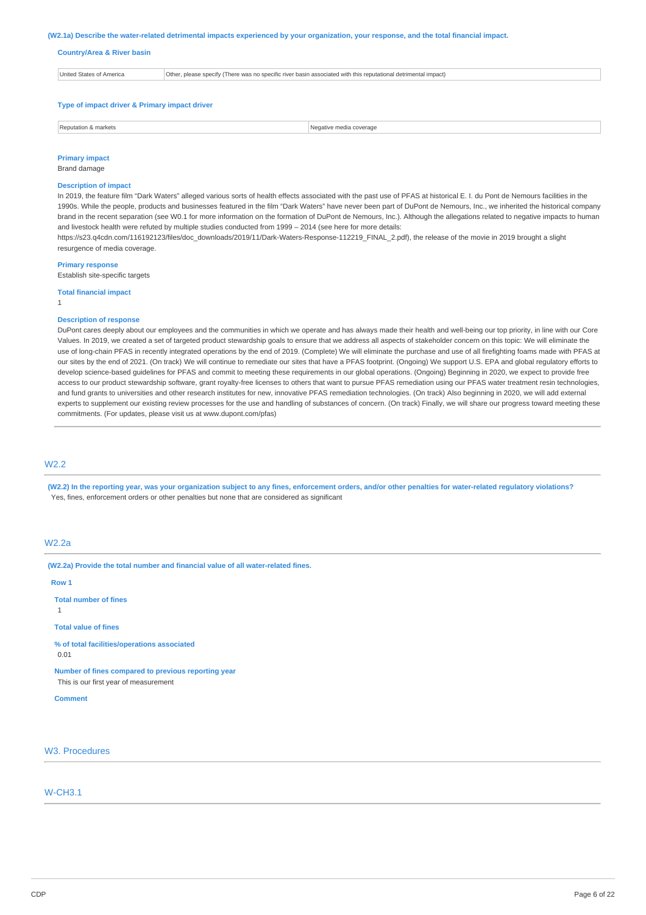**(W2.1a) Describe the water-related detrimental impacts experienced by your organization, your response, and the total financial impact.**

**Country/Area & River basin**

| United States of America | Other, please specify (There was no specific river basin associated with this reputational detrimental impact) |
|---|---|

**Type of impact driver & Primary impact driver**

| Reputation & markets | Negative media coverage |
|---|---|

**Primary impact**

Brand damage

**Description of impact**

In 2019, the feature film "Dark Waters" alleged various sorts of health effects associated with the past use of PFAS at historical E. I. du Pont de Nemours facilities in the 1990s. While the people, products and businesses featured in the film "Dark Waters" have never been part of DuPont de Nemours, Inc., we inherited the historical company brand in the recent separation (see W0.1 for more information on the formation of DuPont de Nemours, Inc.). Although the allegations related to negative impacts to human and livestock health were refuted by multiple studies conducted from 1999 – 2014 (see here for more details: https://s23.q4cdn.com/116192123/files/doc_downloads/2019/11/Dark-Waters-Response-112219_FINAL_2.pdf), the release of the movie in 2019 brought a slight resurgence of media coverage.

**Primary response**

Establish site-specific targets

**Total financial impact**

1

**Description of response**

DuPont cares deeply about our employees and the communities in which we operate and has always made their health and well-being our top priority, in line with our Core Values. In 2019, we created a set of targeted product stewardship goals to ensure that we address all aspects of stakeholder concern on this topic: We will eliminate the use of long-chain PFAS in recently integrated operations by the end of 2019. (Complete) We will eliminate the purchase and use of all firefighting foams made with PFAS at our sites by the end of 2021. (On track) We will continue to remediate our sites that have a PFAS footprint. (Ongoing) We support U.S. EPA and global regulatory efforts to develop science-based guidelines for PFAS and commit to meeting these requirements in our global operations. (Ongoing) Beginning in 2020, we expect to provide free access to our product stewardship software, grant royalty-free licenses to others that want to pursue PFAS remediation using our PFAS water treatment resin technologies, and fund grants to universities and other research institutes for new, innovative PFAS remediation technologies. (On track) Also beginning in 2020, we will add external experts to supplement our existing review processes for the use and handling of substances of concern. (On track) Finally, we will share our progress toward meeting these commitments. (For updates, please visit us at www.dupont.com/pfas)

## W2.2

**(W2.2) In the reporting year, was your organization subject to any fines, enforcement orders, and/or other penalties for water-related regulatory violations?**

Yes, fines, enforcement orders or other penalties but none that are considered as significant

## W2.2a

**(W2.2a) Provide the total number and financial value of all water-related fines.**

**Row 1**

**Total number of fines**

1

**Total value of fines**

**% of total facilities/operations associated**

0.01

**Number of fines compared to previous reporting year**

This is our first year of measurement

**Comment**

## W3. Procedures

## W-CH3.1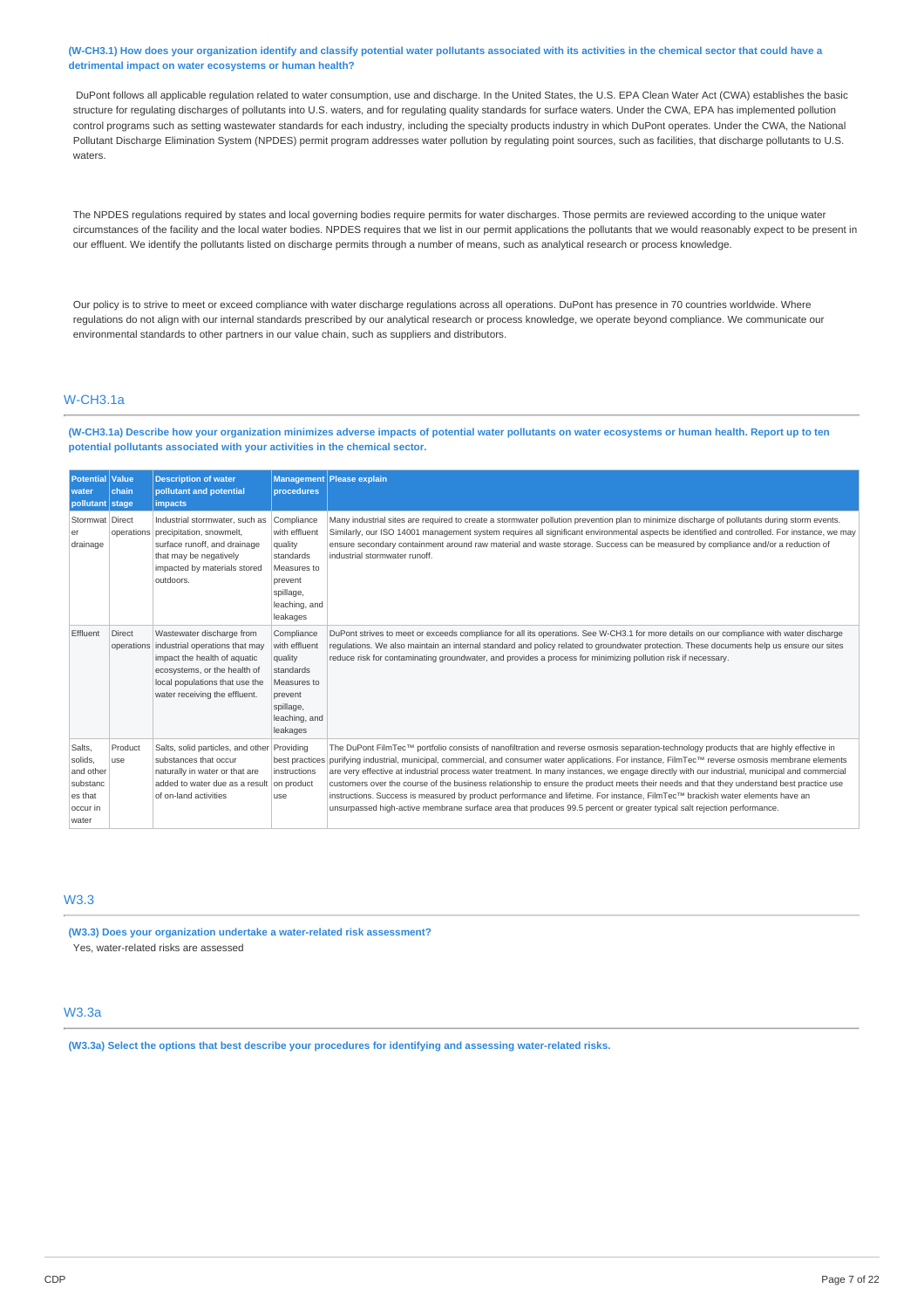**(W-CH3.1) How does your organization identify and classify potential water pollutants associated with its activities in the chemical sector that could have a detrimental impact on water ecosystems or human health?**

DuPont follows all applicable regulation related to water consumption, use and discharge. In the United States, the U.S. EPA Clean Water Act (CWA) establishes the basic structure for regulating discharges of pollutants into U.S. waters, and for regulating quality standards for surface waters. Under the CWA, EPA has implemented pollution control programs such as setting wastewater standards for each industry, including the specialty products industry in which DuPont operates. Under the CWA, the National Pollutant Discharge Elimination System (NPDES) permit program addresses water pollution by regulating point sources, such as facilities, that discharge pollutants to U.S. waters.

The NPDES regulations required by states and local governing bodies require permits for water discharges. Those permits are reviewed according to the unique water circumstances of the facility and the local water bodies. NPDES requires that we list in our permit applications the pollutants that we would reasonably expect to be present in our effluent. We identify the pollutants listed on discharge permits through a number of means, such as analytical research or process knowledge.

Our policy is to strive to meet or exceed compliance with water discharge regulations across all operations. DuPont has presence in 70 countries worldwide. Where regulations do not align with our internal standards prescribed by our analytical research or process knowledge, we operate beyond compliance. We communicate our environmental standards to other partners in our value chain, such as suppliers and distributors.

## W-CH3.1a

**(W-CH3.1a) Describe how your organization minimizes adverse impacts of potential water pollutants on water ecosystems or human health. Report up to ten potential pollutants associated with your activities in the chemical sector.**

| Potential water pollutant | Value chain stage | Description of water pollutant and potential impacts | Management procedures | Please explain |
|---|---|---|---|---|
| Stormwater drainage | Direct operations | Industrial stormwater, such as precipitation, snowmelt, surface runoff, and drainage that may be negatively impacted by materials stored outdoors. | Compliance with effluent quality standards Measures to prevent spillage, leaching, and leakages | Many industrial sites are required to create a stormwater pollution prevention plan to minimize discharge of pollutants during storm events. Similarly, our ISO 14001 management system requires all significant environmental aspects be identified and controlled. For instance, we may ensure secondary containment around raw material and waste storage. Success can be measured by compliance and/or a reduction of industrial stormwater runoff. |
| Effluent | Direct operations | Wastewater discharge from industrial operations that may impact the health of aquatic ecosystems, or the health of local populations that use the water receiving the effluent. | Compliance with effluent quality standards Measures to prevent spillage, leaching, and leakages | DuPont strives to meet or exceeds compliance for all its operations. See W-CH3.1 for more details on our compliance with water discharge regulations. We also maintain an internal standard and policy related to groundwater protection. These documents help us ensure our sites reduce risk for contaminating groundwater, and provides a process for minimizing pollution risk if necessary. |
| Salts, solids, and other substances that occur in water | Product use | Salts, solid particles, and other substances that occur naturally in water or that are added to water due as a result of on-land activities | Providing best practices instructions on product use | The DuPont FilmTec™ portfolio consists of nanofiltration and reverse osmosis separation-technology products that are highly effective in purifying industrial, municipal, commercial, and consumer water applications. For instance, FilmTec™ reverse osmosis membrane elements are very effective at industrial process water treatment. In many instances, we engage directly with our industrial, municipal and commercial customers over the course of the business relationship to ensure the product meets their needs and that they understand best practice use instructions. Success is measured by product performance and lifetime. For instance, FilmTec™ brackish water elements have an unsurpassed high-active membrane surface area that produces 99.5 percent or greater typical salt rejection performance. |

## W3.3

**(W3.3) Does your organization undertake a water-related risk assessment?**

Yes, water-related risks are assessed

## W3.3a

**(W3.3a) Select the options that best describe your procedures for identifying and assessing water-related risks.**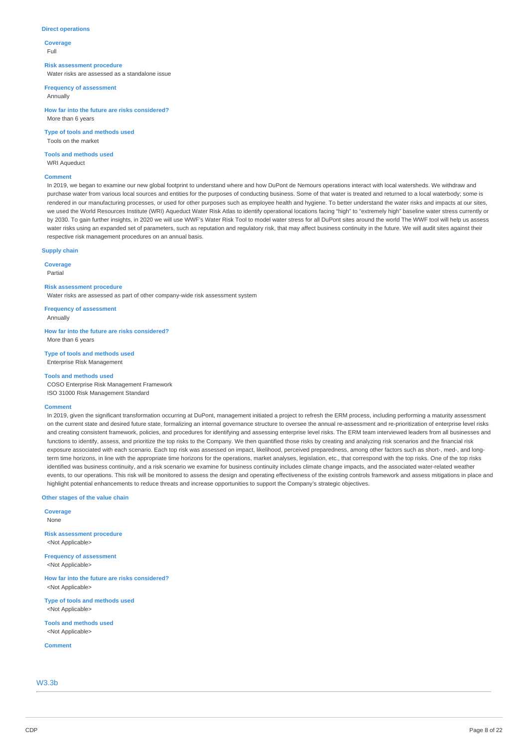### Direct operations

**Coverage**
Full

**Risk assessment procedure**
Water risks are assessed as a standalone issue

**Frequency of assessment**
Annually

**How far into the future are risks considered?**
More than 6 years

**Type of tools and methods used**
Tools on the market

**Tools and methods used**
WRI Aqueduct

**Comment**
In 2019, we began to examine our new global footprint to understand where and how DuPont de Nemours operations interact with local watersheds. We withdraw and purchase water from various local sources and entities for the purposes of conducting business. Some of that water is treated and returned to a local waterbody; some is rendered in our manufacturing processes, or used for other purposes such as employee health and hygiene. To better understand the water risks and impacts at our sites, we used the World Resources Institute (WRI) Aqueduct Water Risk Atlas to identify operational locations facing "high" to "extremely high" baseline water stress currently or by 2030. To gain further insights, in 2020 we will use WWF's Water Risk Tool to model water stress for all DuPont sites around the world The WWF tool will help us assess water risks using an expanded set of parameters, such as reputation and regulatory risk, that may affect business continuity in the future. We will audit sites against their respective risk management procedures on an annual basis.

### Supply chain

**Coverage**
Partial

**Risk assessment procedure**
Water risks are assessed as part of other company-wide risk assessment system

**Frequency of assessment**
Annually

**How far into the future are risks considered?**
More than 6 years

**Type of tools and methods used**
Enterprise Risk Management

**Tools and methods used**
COSO Enterprise Risk Management Framework
ISO 31000 Risk Management Standard

**Comment**
In 2019, given the significant transformation occurring at DuPont, management initiated a project to refresh the ERM process, including performing a maturity assessment on the current state and desired future state, formalizing an internal governance structure to oversee the annual re-assessment and re-prioritization of enterprise level risks and creating consistent framework, policies, and procedures for identifying and assessing enterprise level risks. The ERM team interviewed leaders from all businesses and functions to identify, assess, and prioritize the top risks to the Company. We then quantified those risks by creating and analyzing risk scenarios and the financial risk exposure associated with each scenario. Each top risk was assessed on impact, likelihood, perceived preparedness, among other factors such as short-, med-, and long-term time horizons, in line with the appropriate time horizons for the operations, market analyses, legislation, etc., that correspond with the top risks. One of the top risks identified was business continuity, and a risk scenario we examine for business continuity includes climate change impacts, and the associated water-related weather events, to our operations. This risk will be monitored to assess the design and operating effectiveness of the existing controls framework and assess mitigations in place and highlight potential enhancements to reduce threats and increase opportunities to support the Company's strategic objectives.

### Other stages of the value chain

**Coverage**
None

**Risk assessment procedure**
<Not Applicable>

**Frequency of assessment**
<Not Applicable>

**How far into the future are risks considered?**
<Not Applicable>

**Type of tools and methods used**
<Not Applicable>

**Tools and methods used**
<Not Applicable>

**Comment**

## W3.3b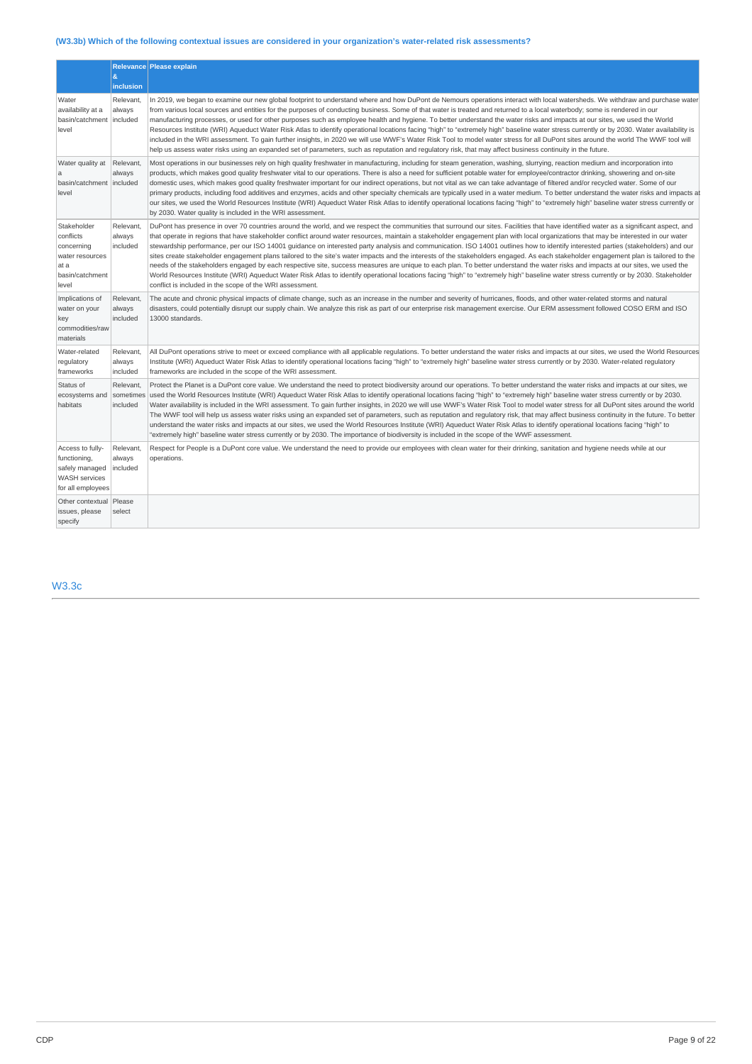### (W3.3b) Which of the following contextual issues are considered in your organization's water-related risk assessments?

| | Relevance & inclusion | Please explain |
|---|---|---|
| Water availability at a basin/catchment level | Relevant, always included | In 2019, we began to examine our new global footprint to understand where and how DuPont de Nemours operations interact with local watersheds. We withdraw and purchase water from various local sources and entities for the purposes of conducting business. Some of that water is treated and returned to a local waterbody; some is rendered in our manufacturing processes, or used for other purposes such as employee health and hygiene. To better understand the water risks and impacts at our sites, we used the World Resources Institute (WRI) Aqueduct Water Risk Atlas to identify operational locations facing "high" to "extremely high" baseline water stress currently or by 2030. Water availability is included in the WRI assessment. To gain further insights, in 2020 we will use WWF's Water Risk Tool to model water stress for all DuPont sites around the world The WWF tool will help us assess water risks using an expanded set of parameters, such as reputation and regulatory risk, that may affect business continuity in the future. |
| Water quality at a basin/catchment level | Relevant, always included | Most operations in our businesses rely on high quality freshwater in manufacturing, including for steam generation, washing, slurrying, reaction medium and incorporation into products, which makes good quality freshwater vital to our operations. There is also a need for sufficient potable water for employee/contractor drinking, showering and on-site domestic uses, which makes good quality freshwater important for our indirect operations, but not vital as we can take advantage of filtered and/or recycled water. Some of our primary products, including food additives and enzymes, acids and other specialty chemicals are typically used in a water medium. To better understand the water risks and impacts at our sites, we used the World Resources Institute (WRI) Aqueduct Water Risk Atlas to identify operational locations facing "high" to "extremely high" baseline water stress currently or by 2030. Water quality is included in the WRI assessment. |
| Stakeholder conflicts concerning water resources at a basin/catchment level | Relevant, always included | DuPont has presence in over 70 countries around the world, and we respect the communities that surround our sites. Facilities that have identified water as a significant aspect, and that operate in regions that have stakeholder conflict around water resources, maintain a stakeholder engagement plan with local organizations that may be interested in our water stewardship performance, per our ISO 14001 guidance on interested party analysis and communication. ISO 14001 outlines how to identify interested parties (stakeholders) and our sites create stakeholder engagement plans tailored to the site's water impacts and the interests of the stakeholders engaged. As each stakeholder engagement plan is tailored to the needs of the stakeholders engaged by each respective site, success measures are unique to each plan. To better understand the water risks and impacts at our sites, we used the World Resources Institute (WRI) Aqueduct Water Risk Atlas to identify operational locations facing "high" to "extremely high" baseline water stress currently or by 2030. Stakeholder conflict is included in the scope of the WRI assessment. |
| Implications of water on your key commodities/raw materials | Relevant, always included | The acute and chronic physical impacts of climate change, such as an increase in the number and severity of hurricanes, floods, and other water-related storms and natural disasters, could potentially disrupt our supply chain. We analyze this risk as part of our enterprise risk management exercise. Our ERM assessment followed COSO ERM and ISO 13000 standards. |
| Water-related regulatory frameworks | Relevant, always included | All DuPont operations strive to meet or exceed compliance with all applicable regulations. To better understand the water risks and impacts at our sites, we used the World Resources Institute (WRI) Aqueduct Water Risk Atlas to identify operational locations facing "high" to "extremely high" baseline water stress currently or by 2030. Water-related regulatory frameworks are included in the scope of the WRI assessment. |
| Status of ecosystems and habitats | Relevant, sometimes included | Protect the Planet is a DuPont core value. We understand the need to protect biodiversity around our operations. To better understand the water risks and impacts at our sites, we used the World Resources Institute (WRI) Aqueduct Water Risk Atlas to identify operational locations facing "high" to "extremely high" baseline water stress currently or by 2030. Water availability is included in the WRI assessment. To gain further insights, in 2020 we will use WWF's Water Risk Tool to model water stress for all DuPont sites around the world The WWF tool will help us assess water risks using an expanded set of parameters, such as reputation and regulatory risk, that may affect business continuity in the future. To better understand the water risks and impacts at our sites, we used the World Resources Institute (WRI) Aqueduct Water Risk Atlas to identify operational locations facing "high" to "extremely high" baseline water stress currently or by 2030. The importance of biodiversity is included in the scope of the WWF assessment. |
| Access to fully-functioning, safely managed WASH services for all employees | Relevant, always included | Respect for People is a DuPont core value. We understand the need to provide our employees with clean water for their drinking, sanitation and hygiene needs while at our operations. |
| Other contextual issues, please specify | Please select | |

## W3.3c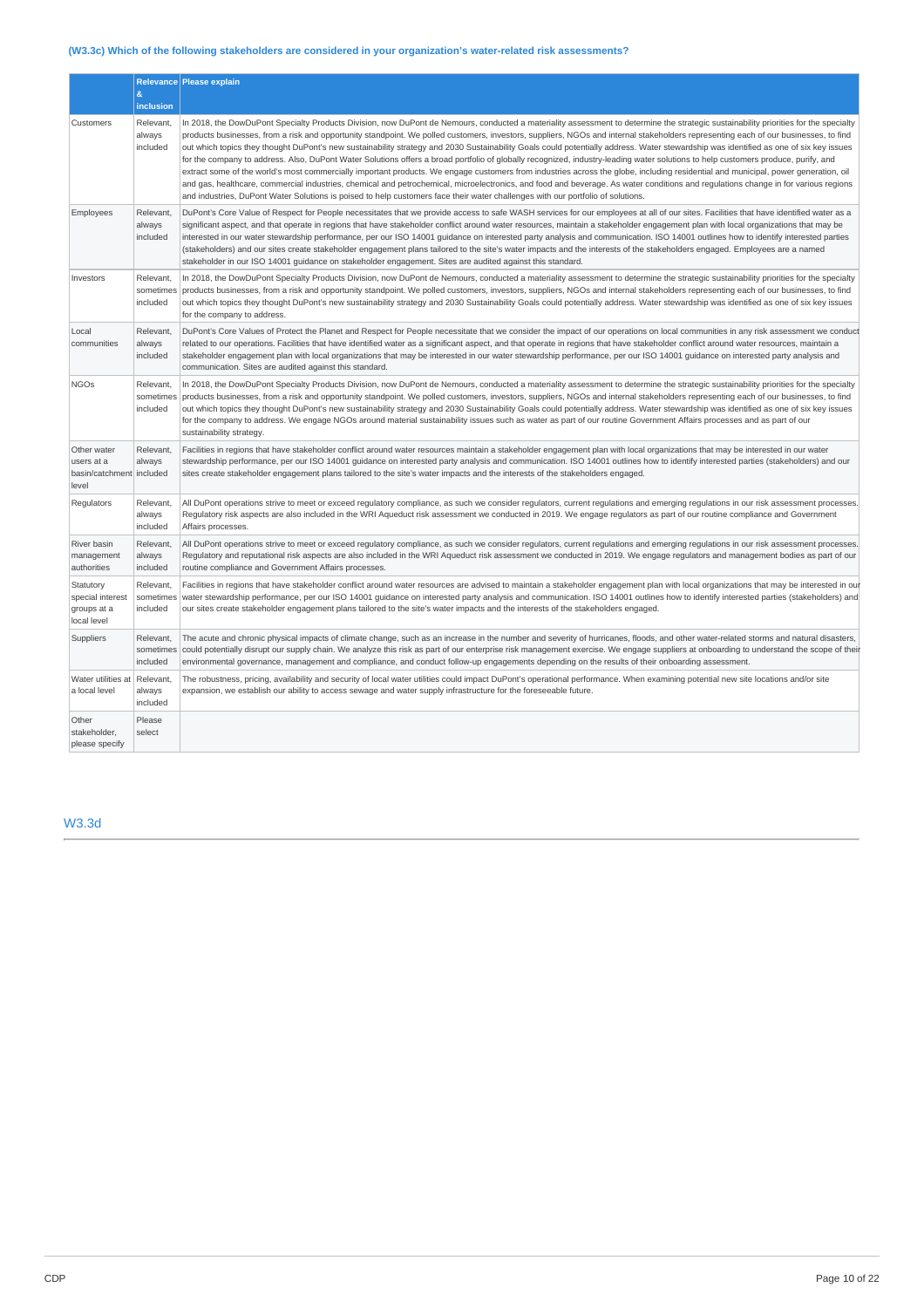### (W3.3c) Which of the following stakeholders are considered in your organization's water-related risk assessments?

| | Relevance & inclusion | Please explain |
|---|---|---|
| Customers | Relevant, always included | In 2018, the DowDuPont Specialty Products Division, now DuPont de Nemours, conducted a materiality assessment to determine the strategic sustainability priorities for the specialty products businesses, from a risk and opportunity standpoint. We polled customers, investors, suppliers, NGOs and internal stakeholders representing each of our businesses, to find out which topics they thought DuPont's new sustainability strategy and 2030 Sustainability Goals could potentially address. Water stewardship was identified as one of six key issues for the company to address. Also, DuPont Water Solutions offers a broad portfolio of globally recognized, industry-leading water solutions to help customers produce, purify, and extract some of the world's most commercially important products. We engage customers from industries across the globe, including residential and municipal, power generation, oil and gas, healthcare, commercial industries, chemical and petrochemical, microelectronics, and food and beverage. As water conditions and regulations change in for various regions and industries, DuPont Water Solutions is poised to help customers face their water challenges with our portfolio of solutions. |
| Employees | Relevant, always included | DuPont's Core Value of Respect for People necessitates that we provide access to safe WASH services for our employees at all of our sites. Facilities that have identified water as a significant aspect, and that operate in regions that have stakeholder conflict around water resources, maintain a stakeholder engagement plan with local organizations that may be interested in our water stewardship performance, per our ISO 14001 guidance on interested party analysis and communication. ISO 14001 outlines how to identify interested parties (stakeholders) and our sites create stakeholder engagement plans tailored to the site's water impacts and the interests of the stakeholders engaged. Employees are a named stakeholder in our ISO 14001 guidance on stakeholder engagement. Sites are audited against this standard. |
| Investors | Relevant, sometimes included | In 2018, the DowDuPont Specialty Products Division, now DuPont de Nemours, conducted a materiality assessment to determine the strategic sustainability priorities for the specialty products businesses, from a risk and opportunity standpoint. We polled customers, investors, suppliers, NGOs and internal stakeholders representing each of our businesses, to find out which topics they thought DuPont's new sustainability strategy and 2030 Sustainability Goals could potentially address. Water stewardship was identified as one of six key issues for the company to address. |
| Local communities | Relevant, always included | DuPont's Core Values of Protect the Planet and Respect for People necessitate that we consider the impact of our operations on local communities in any risk assessment we conduct related to our operations. Facilities that have identified water as a significant aspect, and that operate in regions that have stakeholder conflict around water resources, maintain a stakeholder engagement plan with local organizations that may be interested in our water stewardship performance, per our ISO 14001 guidance on interested party analysis and communication. Sites are audited against this standard. |
| NGOs | Relevant, sometimes included | In 2018, the DowDuPont Specialty Products Division, now DuPont de Nemours, conducted a materiality assessment to determine the strategic sustainability priorities for the specialty products businesses, from a risk and opportunity standpoint. We polled customers, investors, suppliers, NGOs and internal stakeholders representing each of our businesses, to find out which topics they thought DuPont's new sustainability strategy and 2030 Sustainability Goals could potentially address. Water stewardship was identified as one of six key issues for the company to address. We engage NGOs around material sustainability issues such as water as part of our routine Government Affairs processes and as part of our sustainability strategy. |
| Other water users at a basin/catchment level | Relevant, always included | Facilities in regions that have stakeholder conflict around water resources maintain a stakeholder engagement plan with local organizations that may be interested in our water stewardship performance, per our ISO 14001 guidance on interested party analysis and communication. ISO 14001 outlines how to identify interested parties (stakeholders) and our sites create stakeholder engagement plans tailored to the site's water impacts and the interests of the stakeholders engaged. |
| Regulators | Relevant, always included | All DuPont operations strive to meet or exceed regulatory compliance, as such we consider regulators, current regulations and emerging regulations in our risk assessment processes. Regulatory risk aspects are also included in the WRI Aqueduct risk assessment we conducted in 2019. We engage regulators as part of our routine compliance and Government Affairs processes. |
| River basin management authorities | Relevant, always included | All DuPont operations strive to meet or exceed regulatory compliance, as such we consider regulators, current regulations and emerging regulations in our risk assessment processes. Regulatory and reputational risk aspects are also included in the WRI Aqueduct risk assessment we conducted in 2019. We engage regulators and management bodies as part of our routine compliance and Government Affairs processes. |
| Statutory special interest groups at a local level | Relevant, sometimes included | Facilities in regions that have stakeholder conflict around water resources are advised to maintain a stakeholder engagement plan with local organizations that may be interested in our water stewardship performance, per our ISO 14001 guidance on interested party analysis and communication. ISO 14001 outlines how to identify interested parties (stakeholders) and our sites create stakeholder engagement plans tailored to the site's water impacts and the interests of the stakeholders engaged. |
| Suppliers | Relevant, sometimes included | The acute and chronic physical impacts of climate change, such as an increase in the number and severity of hurricanes, floods, and other water-related storms and natural disasters, could potentially disrupt our supply chain. We analyze this risk as part of our enterprise risk management exercise. We engage suppliers at onboarding to understand the scope of their environmental governance, management and compliance, and conduct follow-up engagements depending on the results of their onboarding assessment. |
| Water utilities at a local level | Relevant, always included | The robustness, pricing, availability and security of local water utilities could impact DuPont's operational performance. When examining potential new site locations and/or site expansion, we establish our ability to access sewage and water supply infrastructure for the foreseeable future. |
| Other stakeholder, please specify | Please select | |

## W3.3d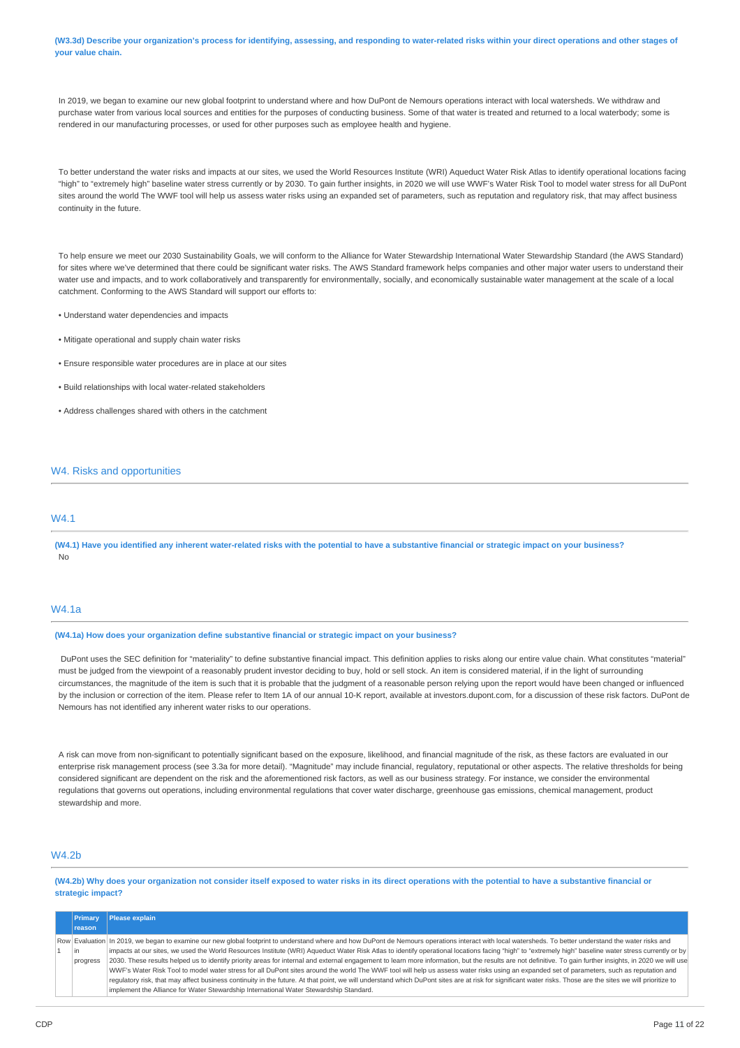**(W3.3d) Describe your organization's process for identifying, assessing, and responding to water-related risks within your direct operations and other stages of your value chain.**

In 2019, we began to examine our new global footprint to understand where and how DuPont de Nemours operations interact with local watersheds. We withdraw and purchase water from various local sources and entities for the purposes of conducting business. Some of that water is treated and returned to a local waterbody; some is rendered in our manufacturing processes, or used for other purposes such as employee health and hygiene.

To better understand the water risks and impacts at our sites, we used the World Resources Institute (WRI) Aqueduct Water Risk Atlas to identify operational locations facing "high" to "extremely high" baseline water stress currently or by 2030. To gain further insights, in 2020 we will use WWF's Water Risk Tool to model water stress for all DuPont sites around the world The WWF tool will help us assess water risks using an expanded set of parameters, such as reputation and regulatory risk, that may affect business continuity in the future.

To help ensure we meet our 2030 Sustainability Goals, we will conform to the Alliance for Water Stewardship International Water Stewardship Standard (the AWS Standard) for sites where we've determined that there could be significant water risks. The AWS Standard framework helps companies and other major water users to understand their water use and impacts, and to work collaboratively and transparently for environmentally, socially, and economically sustainable water management at the scale of a local catchment. Conforming to the AWS Standard will support our efforts to:

- Understand water dependencies and impacts
- Mitigate operational and supply chain water risks
- Ensure responsible water procedures are in place at our sites
- Build relationships with local water-related stakeholders
- Address challenges shared with others in the catchment

## W4. Risks and opportunities

### W4.1

**(W4.1) Have you identified any inherent water-related risks with the potential to have a substantive financial or strategic impact on your business?**

No

### W4.1a

**(W4.1a) How does your organization define substantive financial or strategic impact on your business?**

DuPont uses the SEC definition for "materiality" to define substantive financial impact. This definition applies to risks along our entire value chain. What constitutes "material" must be judged from the viewpoint of a reasonably prudent investor deciding to buy, hold or sell stock. An item is considered material, if in the light of surrounding circumstances, the magnitude of the item is such that it is probable that the judgment of a reasonable person relying upon the report would have been changed or influenced by the inclusion or correction of the item. Please refer to Item 1A of our annual 10-K report, available at investors.dupont.com, for a discussion of these risk factors. DuPont de Nemours has not identified any inherent water risks to our operations.

A risk can move from non-significant to potentially significant based on the exposure, likelihood, and financial magnitude of the risk, as these factors are evaluated in our enterprise risk management process (see 3.3a for more detail). "Magnitude" may include financial, regulatory, reputational or other aspects. The relative thresholds for being considered significant are dependent on the risk and the aforementioned risk factors, as well as our business strategy. For instance, we consider the environmental regulations that governs out operations, including environmental regulations that cover water discharge, greenhouse gas emissions, chemical management, product stewardship and more.

### W4.2b

**(W4.2b) Why does your organization not consider itself exposed to water risks in its direct operations with the potential to have a substantive financial or strategic impact?**

| | Primary reason | Please explain |
|---|---|---|
| Row 1 | Evaluation in progress | In 2019, we began to examine our new global footprint to understand where and how DuPont de Nemours operations interact with local watersheds. To better understand the water risks and impacts at our sites, we used the World Resources Institute (WRI) Aqueduct Water Risk Atlas to identify operational locations facing "high" to "extremely high" baseline water stress currently or by 2030. These results helped us to identify priority areas for internal and external engagement to learn more information, but the results are not definitive. To gain further insights, in 2020 we will use WWF's Water Risk Tool to model water stress for all DuPont sites around the world The WWF tool will help us assess water risks using an expanded set of parameters, such as reputation and regulatory risk, that may affect business continuity in the future. At that point, we will understand which DuPont sites are at risk for significant water risks. Those are the sites we will prioritize to implement the Alliance for Water Stewardship International Water Stewardship Standard. |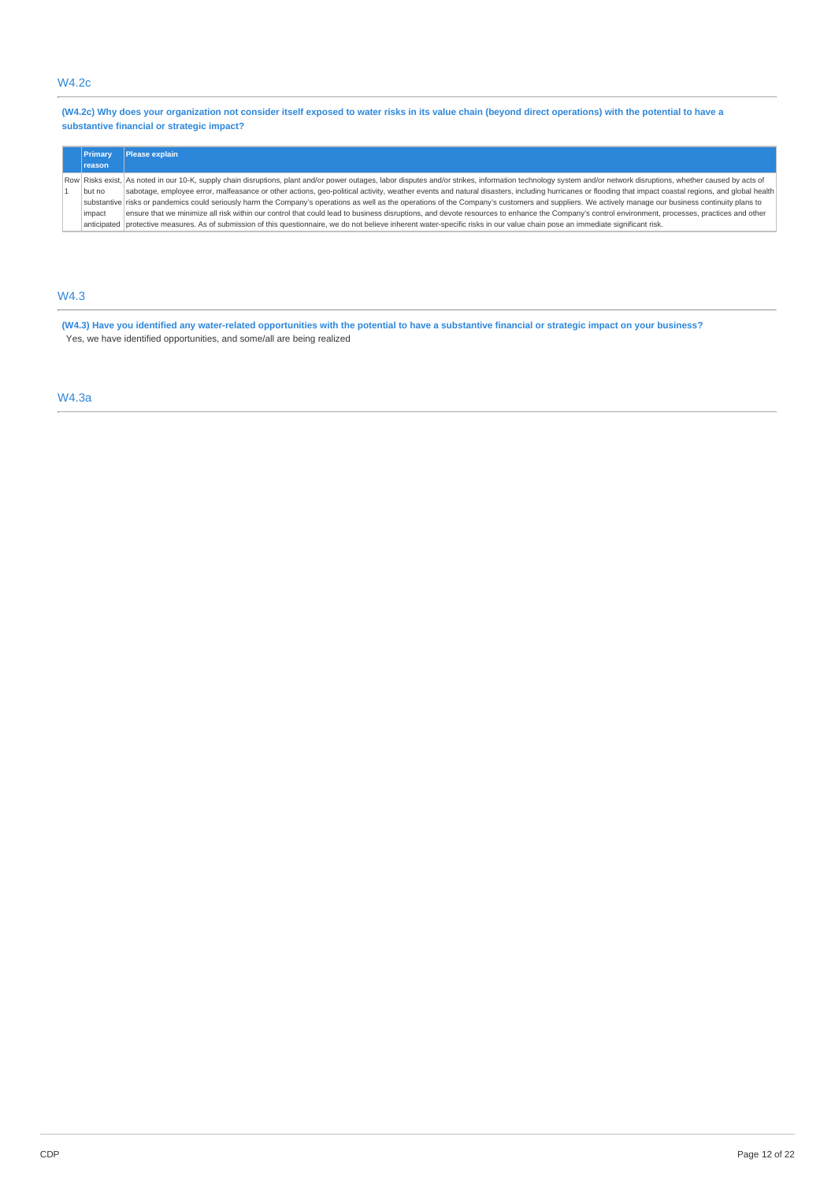## W4.2c

**(W4.2c) Why does your organization not consider itself exposed to water risks in its value chain (beyond direct operations) with the potential to have a substantive financial or strategic impact?**

| | Primary reason | Please explain |
|---|---|---|
| Row 1 | Risks exist, but no substantive impact anticipated | As noted in our 10-K, supply chain disruptions, plant and/or power outages, labor disputes and/or strikes, information technology system and/or network disruptions, whether caused by acts of sabotage, employee error, malfeasance or other actions, geo-political activity, weather events and natural disasters, including hurricanes or flooding that impact coastal regions, and global health risks or pandemics could seriously harm the Company's operations as well as the operations of the Company's customers and suppliers. We actively manage our business continuity plans to ensure that we minimize all risk within our control that could lead to business disruptions, and devote resources to enhance the Company's control environment, processes, practices and other protective measures. As of submission of this questionnaire, we do not believe inherent water-specific risks in our value chain pose an immediate significant risk. |

## W4.3

**(W4.3) Have you identified any water-related opportunities with the potential to have a substantive financial or strategic impact on your business?**

Yes, we have identified opportunities, and some/all are being realized

## W4.3a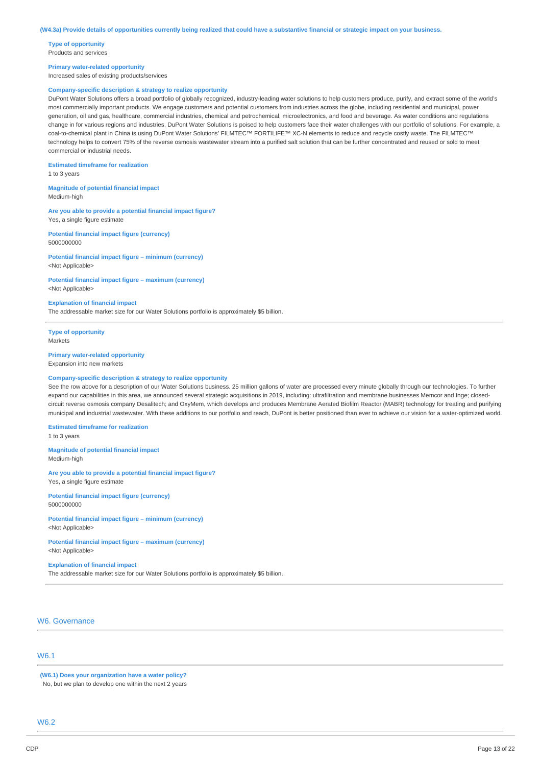**(W4.3a) Provide details of opportunities currently being realized that could have a substantive financial or strategic impact on your business.**

**Type of opportunity**
Products and services

**Primary water-related opportunity**
Increased sales of existing products/services

**Company-specific description & strategy to realize opportunity**
DuPont Water Solutions offers a broad portfolio of globally recognized, industry-leading water solutions to help customers produce, purify, and extract some of the world's most commercially important products. We engage customers and potential customers from industries across the globe, including residential and municipal, power generation, oil and gas, healthcare, commercial industries, chemical and petrochemical, microelectronics, and food and beverage. As water conditions and regulations change in for various regions and industries, DuPont Water Solutions is poised to help customers face their water challenges with our portfolio of solutions. For example, a coal-to-chemical plant in China is using DuPont Water Solutions' FILMTEC™ FORTILIFE™ XC-N elements to reduce and recycle costly waste. The FILMTEC™ technology helps to convert 75% of the reverse osmosis wastewater stream into a purified salt solution that can be further concentrated and reused or sold to meet commercial or industrial needs.

**Estimated timeframe for realization**
1 to 3 years

**Magnitude of potential financial impact**
Medium-high

**Are you able to provide a potential financial impact figure?**
Yes, a single figure estimate

**Potential financial impact figure (currency)**
5000000000

**Potential financial impact figure – minimum (currency)**
<Not Applicable>

**Potential financial impact figure – maximum (currency)**
<Not Applicable>

**Explanation of financial impact**
The addressable market size for our Water Solutions portfolio is approximately $5 billion.

---

**Type of opportunity**
Markets

**Primary water-related opportunity**
Expansion into new markets

**Company-specific description & strategy to realize opportunity**
See the row above for a description of our Water Solutions business. 25 million gallons of water are processed every minute globally through our technologies. To further expand our capabilities in this area, we announced several strategic acquisitions in 2019, including: ultrafiltration and membrane businesses Memcor and Inge; closed-circuit reverse osmosis company Desalitech; and OxyMem, which develops and produces Membrane Aerated Biofilm Reactor (MABR) technology for treating and purifying municipal and industrial wastewater. With these additions to our portfolio and reach, DuPont is better positioned than ever to achieve our vision for a water-optimized world.

**Estimated timeframe for realization**
1 to 3 years

**Magnitude of potential financial impact**
Medium-high

**Are you able to provide a potential financial impact figure?**
Yes, a single figure estimate

**Potential financial impact figure (currency)**
5000000000

**Potential financial impact figure – minimum (currency)**
<Not Applicable>

**Potential financial impact figure – maximum (currency)**
<Not Applicable>

**Explanation of financial impact**
The addressable market size for our Water Solutions portfolio is approximately $5 billion.

---

## W6. Governance

### W6.1

**(W6.1) Does your organization have a water policy?**
No, but we plan to develop one within the next 2 years

### W6.2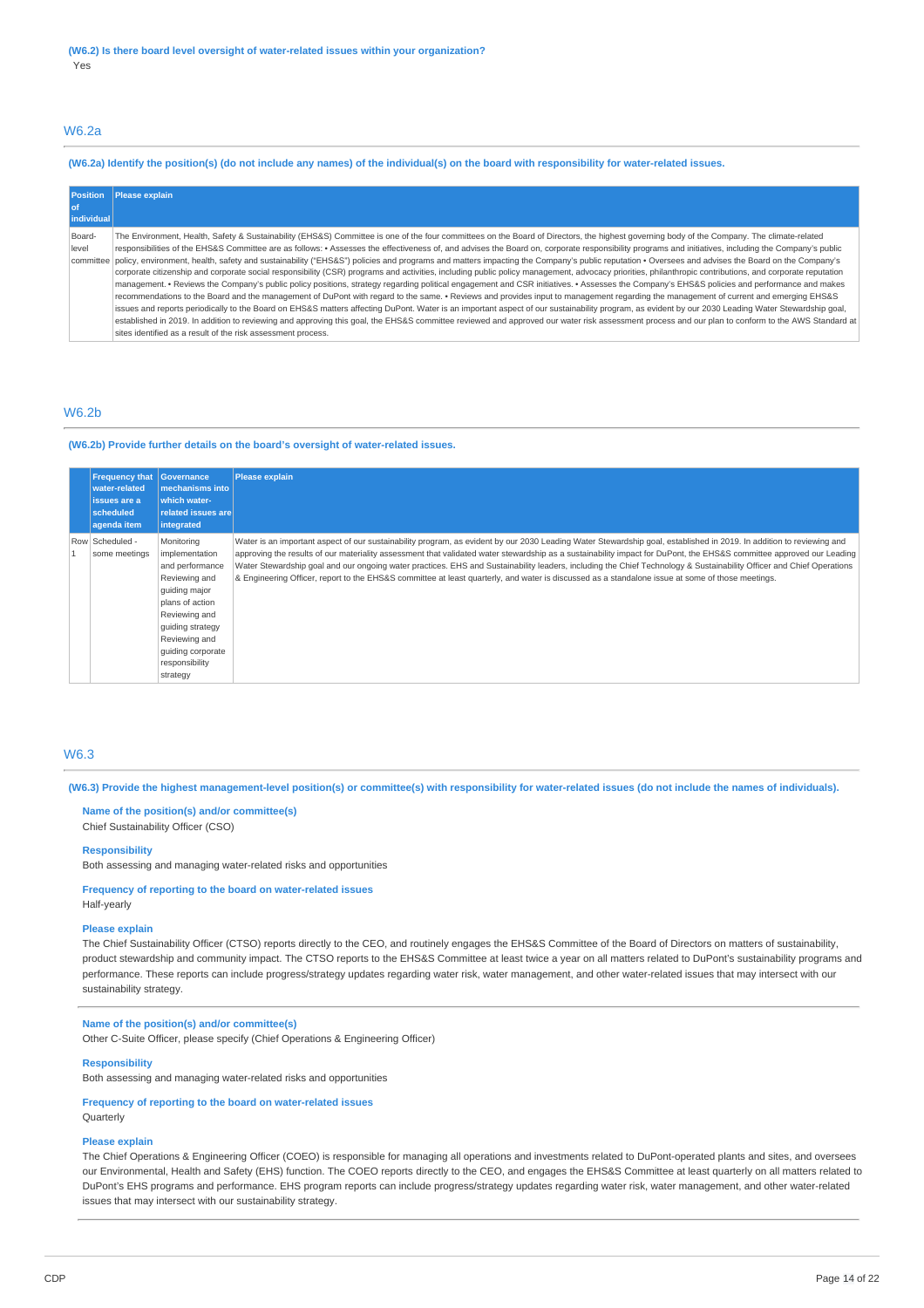**(W6.2) Is there board level oversight of water-related issues within your organization?**

Yes

## W6.2a

**(W6.2a) Identify the position(s) (do not include any names) of the individual(s) on the board with responsibility for water-related issues.**

| Position of individual | Please explain |
|---|---|
| Board-level committee | The Environment, Health, Safety & Sustainability (EHS&S) Committee is one of the four committees on the Board of Directors, the highest governing body of the Company. The climate-related responsibilities of the EHS&S Committee are as follows: • Assesses the effectiveness of, and advises the Board on, corporate responsibility programs and initiatives, including the Company's public policy, environment, health, safety and sustainability ("EHS&S") policies and programs and matters impacting the Company's public reputation • Oversees and advises the Board on the Company's corporate citizenship and corporate social responsibility (CSR) programs and activities, including public policy management, advocacy priorities, philanthropic contributions, and corporate reputation management. • Reviews the Company's public policy positions, strategy regarding political engagement and CSR initiatives. • Assesses the Company's EHS&S policies and performance and makes recommendations to the Board and the management of DuPont with regard to the same. • Reviews and provides input to management regarding the management of current and emerging EHS&S issues and reports periodically to the Board on EHS&S matters affecting DuPont. Water is an important aspect of our sustainability program, as evident by our 2030 Leading Water Stewardship goal, established in 2019. In addition to reviewing and approving this goal, the EHS&S committee reviewed and approved our water risk assessment process and our plan to conform to the AWS Standard at sites identified as a result of the risk assessment process. |

## W6.2b

**(W6.2b) Provide further details on the board's oversight of water-related issues.**

| | Frequency that water-related issues are a scheduled agenda item | Governance mechanisms into which water-related issues are integrated | Please explain |
|---|---|---|---|
| Row 1 | Scheduled - some meetings | Monitoring implementation and performance<br>Reviewing and guiding major plans of action<br>Reviewing and guiding strategy<br>Reviewing and guiding corporate responsibility strategy | Water is an important aspect of our sustainability program, as evident by our 2030 Leading Water Stewardship goal, established in 2019. In addition to reviewing and approving the results of our materiality assessment that validated water stewardship as a sustainability impact for DuPont, the EHS&S committee approved our Leading Water Stewardship goal and our ongoing water practices. EHS and Sustainability leaders, including the Chief Technology & Sustainability Officer and Chief Operations & Engineering Officer, report to the EHS&S committee at least quarterly, and water is discussed as a standalone issue at some of those meetings. |

## W6.3

**(W6.3) Provide the highest management-level position(s) or committee(s) with responsibility for water-related issues (do not include the names of individuals).**

**Name of the position(s) and/or committee(s)**
Chief Sustainability Officer (CSO)

**Responsibility**
Both assessing and managing water-related risks and opportunities

**Frequency of reporting to the board on water-related issues**
Half-yearly

**Please explain**
The Chief Sustainability Officer (CTSO) reports directly to the CEO, and routinely engages the EHS&S Committee of the Board of Directors on matters of sustainability, product stewardship and community impact. The CTSO reports to the EHS&S Committee at least twice a year on all matters related to DuPont's sustainability programs and performance. These reports can include progress/strategy updates regarding water risk, water management, and other water-related issues that may intersect with our sustainability strategy.

---

**Name of the position(s) and/or committee(s)**
Other C-Suite Officer, please specify (Chief Operations & Engineering Officer)

**Responsibility**
Both assessing and managing water-related risks and opportunities

**Frequency of reporting to the board on water-related issues**
Quarterly

**Please explain**
The Chief Operations & Engineering Officer (COEO) is responsible for managing all operations and investments related to DuPont-operated plants and sites, and oversees our Environmental, Health and Safety (EHS) function. The COEO reports directly to the CEO, and engages the EHS&S Committee at least quarterly on all matters related to DuPont's EHS programs and performance. EHS program reports can include progress/strategy updates regarding water risk, water management, and other water-related issues that may intersect with our sustainability strategy.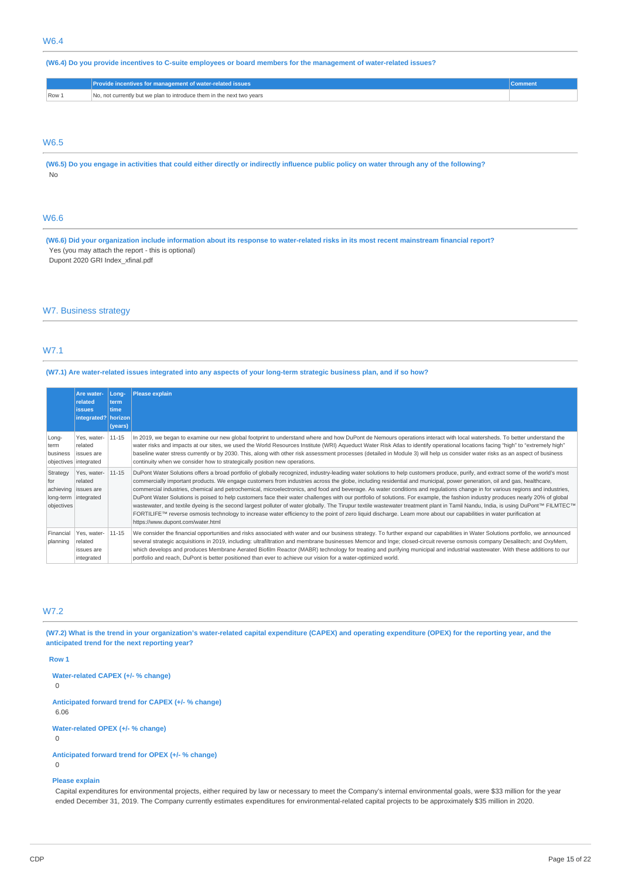## W6.4

**(W6.4) Do you provide incentives to C-suite employees or board members for the management of water-related issues?**

| | Provide incentives for management of water-related issues | Comment |
|---|---|---|
| Row 1 | No, not currently but we plan to introduce them in the next two years | |

## W6.5

**(W6.5) Do you engage in activities that could either directly or indirectly influence public policy on water through any of the following?**

No

## W6.6

**(W6.6) Did your organization include information about its response to water-related risks in its most recent mainstream financial report?**

Yes (you may attach the report - this is optional)

Dupont 2020 GRI Index_xfinal.pdf

# W7. Business strategy

## W7.1

**(W7.1) Are water-related issues integrated into any aspects of your long-term strategic business plan, and if so how?**

| | Are water-related issues integrated? | Long-term time horizon (years) | Please explain |
|---|---|---|---|
| Long-term business objectives | Yes, water-related issues are integrated | 11-15 | In 2019, we began to examine our new global footprint to understand where and how DuPont de Nemours operations interact with local watersheds. To better understand the water risks and impacts at our sites, we used the World Resources Institute (WRI) Aqueduct Water Risk Atlas to identify operational locations facing "high" to "extremely high" baseline water stress currently or by 2030. This, along with other risk assessment processes (detailed in Module 3) will help us consider water risks as an aspect of business continuity when we consider how to strategically position new operations. |
| Strategy for achieving long-term objectives | Yes, water-related issues are integrated | 11-15 | DuPont Water Solutions offers a broad portfolio of globally recognized, industry-leading water solutions to help customers produce, purify, and extract some of the world's most commercially important products. We engage customers from industries across the globe, including residential and municipal, power generation, oil and gas, healthcare, commercial industries, chemical and petrochemical, microelectronics, and food and beverage. As water conditions and regulations change in for various regions and industries, DuPont Water Solutions is poised to help customers face their water challenges with our portfolio of solutions. For example, the fashion industry produces nearly 20% of global wastewater, and textile dyeing is the second largest polluter of water globally. The Tirupur textile wastewater treatment plant in Tamil Nandu, India, is using DuPont™ FILMTEC™ FORTILIFE™ reverse osmosis technology to increase water efficiency to the point of zero liquid discharge. Learn more about our capabilities in water purification at https://www.dupont.com/water.html |
| Financial planning | Yes, water-related issues are integrated | 11-15 | We consider the financial opportunities and risks associated with water and our business strategy. To further expand our capabilities in Water Solutions portfolio, we announced several strategic acquisitions in 2019, including: ultrafiltration and membrane businesses Memcor and Inge; closed-circuit reverse osmosis company Desalitech; and OxyMem, which develops and produces Membrane Aerated Biofilm Reactor (MABR) technology for treating and purifying municipal and industrial wastewater. With these additions to our portfolio and reach, DuPont is better positioned than ever to achieve our vision for a water-optimized world. |

## W7.2

**(W7.2) What is the trend in your organization's water-related capital expenditure (CAPEX) and operating expenditure (OPEX) for the reporting year, and the anticipated trend for the next reporting year?**

**Row 1**

**Water-related CAPEX (+/- % change)**

0

**Anticipated forward trend for CAPEX (+/- % change)**

6.06

**Water-related OPEX (+/- % change)**

0

**Anticipated forward trend for OPEX (+/- % change)**

0

**Please explain**

Capital expenditures for environmental projects, either required by law or necessary to meet the Company's internal environmental goals, were $33 million for the year ended December 31, 2019. The Company currently estimates expenditures for environmental-related capital projects to be approximately $35 million in 2020.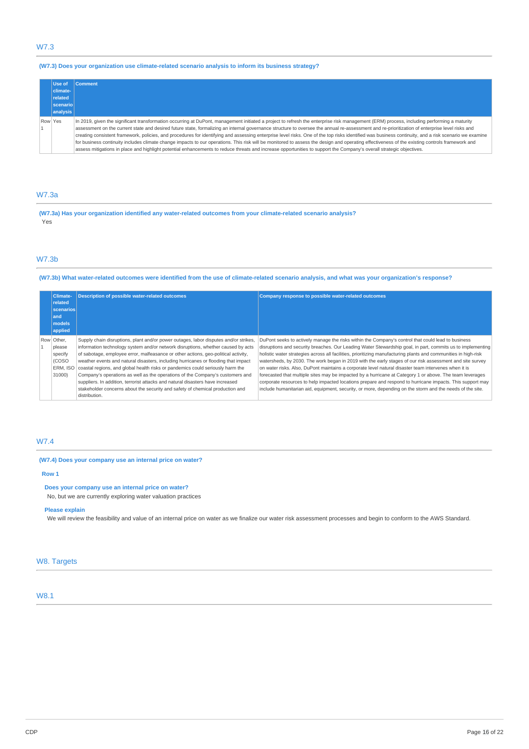## W7.3

**(W7.3) Does your organization use climate-related scenario analysis to inform its business strategy?**

| | Use of climate-related scenario analysis | Comment |
|---|---|---|
| Row 1 | Yes | In 2019, given the significant transformation occurring at DuPont, management initiated a project to refresh the enterprise risk management (ERM) process, including performing a maturity assessment on the current state and desired future state, formalizing an internal governance structure to oversee the annual re-assessment and re-prioritization of enterprise level risks and creating consistent framework, policies, and procedures for identifying and assessing enterprise level risks. One of the top risks identified was business continuity, and a risk scenario we examine for business continuity includes climate change impacts to our operations. This risk will be monitored to assess the design and operating effectiveness of the existing controls framework and assess mitigations in place and highlight potential enhancements to reduce threats and increase opportunities to support the Company's overall strategic objectives. |

## W7.3a

**(W7.3a) Has your organization identified any water-related outcomes from your climate-related scenario analysis?**

Yes

## W7.3b

**(W7.3b) What water-related outcomes were identified from the use of climate-related scenario analysis, and what was your organization's response?**

| | Climate-related scenarios and models applied | Description of possible water-related outcomes | Company response to possible water-related outcomes |
|---|---|---|---|
| Row 1 | Other, please specify (COSO ERM, ISO 31000) | Supply chain disruptions, plant and/or power outages, labor disputes and/or strikes, information technology system and/or network disruptions, whether caused by acts of sabotage, employee error, malfeasance or other actions, geo-political activity, weather events and natural disasters, including hurricanes or flooding that impact coastal regions, and global health risks or pandemics could seriously harm the Company's operations as well as the operations of the Company's customers and suppliers. In addition, terrorist attacks and natural disasters have increased stakeholder concerns about the security and safety of chemical production and distribution. | DuPont seeks to actively manage the risks within the Company's control that could lead to business disruptions and security breaches. Our Leading Water Stewardship goal, in part, commits us to implementing holistic water strategies across all facilities, prioritizing manufacturing plants and communities in high-risk watersheds, by 2030. The work began in 2019 with the early stages of our risk assessment and site survey on water risks. Also, DuPont maintains a corporate level natural disaster team intervenes when it is forecasted that multiple sites may be impacted by a hurricane at Category 1 or above. The team leverages corporate resources to help impacted locations prepare and respond to hurricane impacts. This support may include humanitarian aid, equipment, security, or more, depending on the storm and the needs of the site. |

## W7.4

**(W7.4) Does your company use an internal price on water?**

**Row 1**

**Does your company use an internal price on water?**

No, but we are currently exploring water valuation practices

**Please explain**

We will review the feasibility and value of an internal price on water as we finalize our water risk assessment processes and begin to conform to the AWS Standard.

# W8. Targets

## W8.1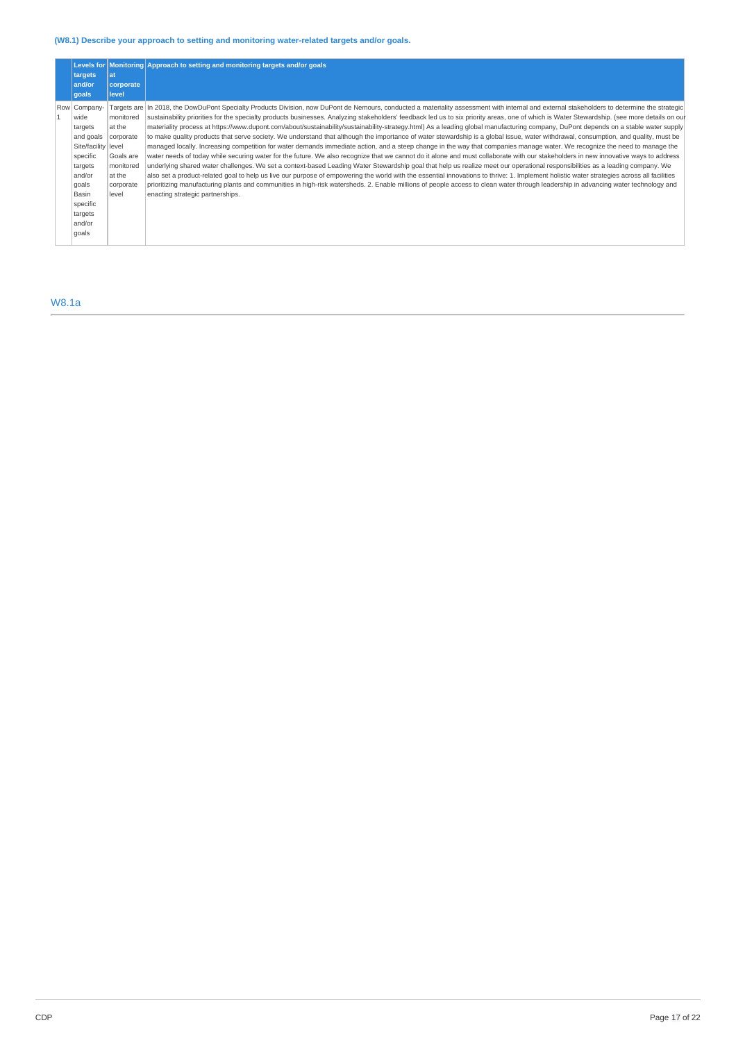### (W8.1) Describe your approach to setting and monitoring water-related targets and/or goals.

| | Levels for targets and/or goals | Monitoring at corporate level | Approach to setting and monitoring targets and/or goals |
|---|---|---|---|
| Row 1 | Company-wide targets and goals Site/facility specific targets and/or goals Basin specific targets and/or goals | Targets are monitored at the corporate level Goals are monitored at the corporate level | In 2018, the DowDuPont Specialty Products Division, now DuPont de Nemours, conducted a materiality assessment with internal and external stakeholders to determine the strategic sustainability priorities for the specialty products businesses. Analyzing stakeholders' feedback led us to six priority areas, one of which is Water Stewardship. (see more details on our materiality process at https://www.dupont.com/about/sustainability/sustainability-strategy.html) As a leading global manufacturing company, DuPont depends on a stable water supply to make quality products that serve society. We understand that although the importance of water stewardship is a global issue, water withdrawal, consumption, and quality, must be managed locally. Increasing competition for water demands immediate action, and a steep change in the way that companies manage water. We recognize the need to manage the water needs of today while securing water for the future. We also recognize that we cannot do it alone and must collaborate with our stakeholders in new innovative ways to address underlying shared water challenges. We set a context-based Leading Water Stewardship goal that help us realize meet our operational responsibilities as a leading company. We also set a product-related goal to help us live our purpose of empowering the world with the essential innovations to thrive: 1. Implement holistic water strategies across all facilities prioritizing manufacturing plants and communities in high-risk watersheds. 2. Enable millions of people access to clean water through leadership in advancing water technology and enacting strategic partnerships. |

## W8.1a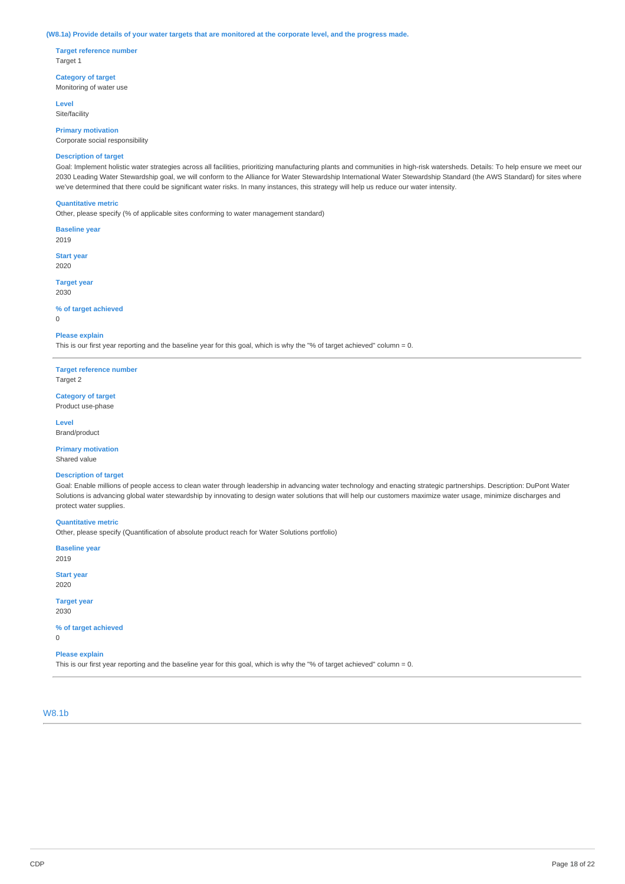**(W8.1a) Provide details of your water targets that are monitored at the corporate level, and the progress made.**

**Target reference number**
Target 1

**Category of target**
Monitoring of water use

**Level**
Site/facility

**Primary motivation**
Corporate social responsibility

**Description of target**
Goal: Implement holistic water strategies across all facilities, prioritizing manufacturing plants and communities in high-risk watersheds. Details: To help ensure we meet our 2030 Leading Water Stewardship goal, we will conform to the Alliance for Water Stewardship International Water Stewardship Standard (the AWS Standard) for sites where we've determined that there could be significant water risks. In many instances, this strategy will help us reduce our water intensity.

**Quantitative metric**
Other, please specify (% of applicable sites conforming to water management standard)

**Baseline year**
2019

**Start year**
2020

**Target year**
2030

**% of target achieved**
0

**Please explain**
This is our first year reporting and the baseline year for this goal, which is why the "% of target achieved" column = 0.

---

**Target reference number**
Target 2

**Category of target**
Product use-phase

**Level**
Brand/product

**Primary motivation**
Shared value

**Description of target**
Goal: Enable millions of people access to clean water through leadership in advancing water technology and enacting strategic partnerships. Description: DuPont Water Solutions is advancing global water stewardship by innovating to design water solutions that will help our customers maximize water usage, minimize discharges and protect water supplies.

**Quantitative metric**
Other, please specify (Quantification of absolute product reach for Water Solutions portfolio)

**Baseline year**
2019

**Start year**
2020

**Target year**
2030

**% of target achieved**
0

**Please explain**
This is our first year reporting and the baseline year for this goal, which is why the "% of target achieved" column = 0.

---

## W8.1b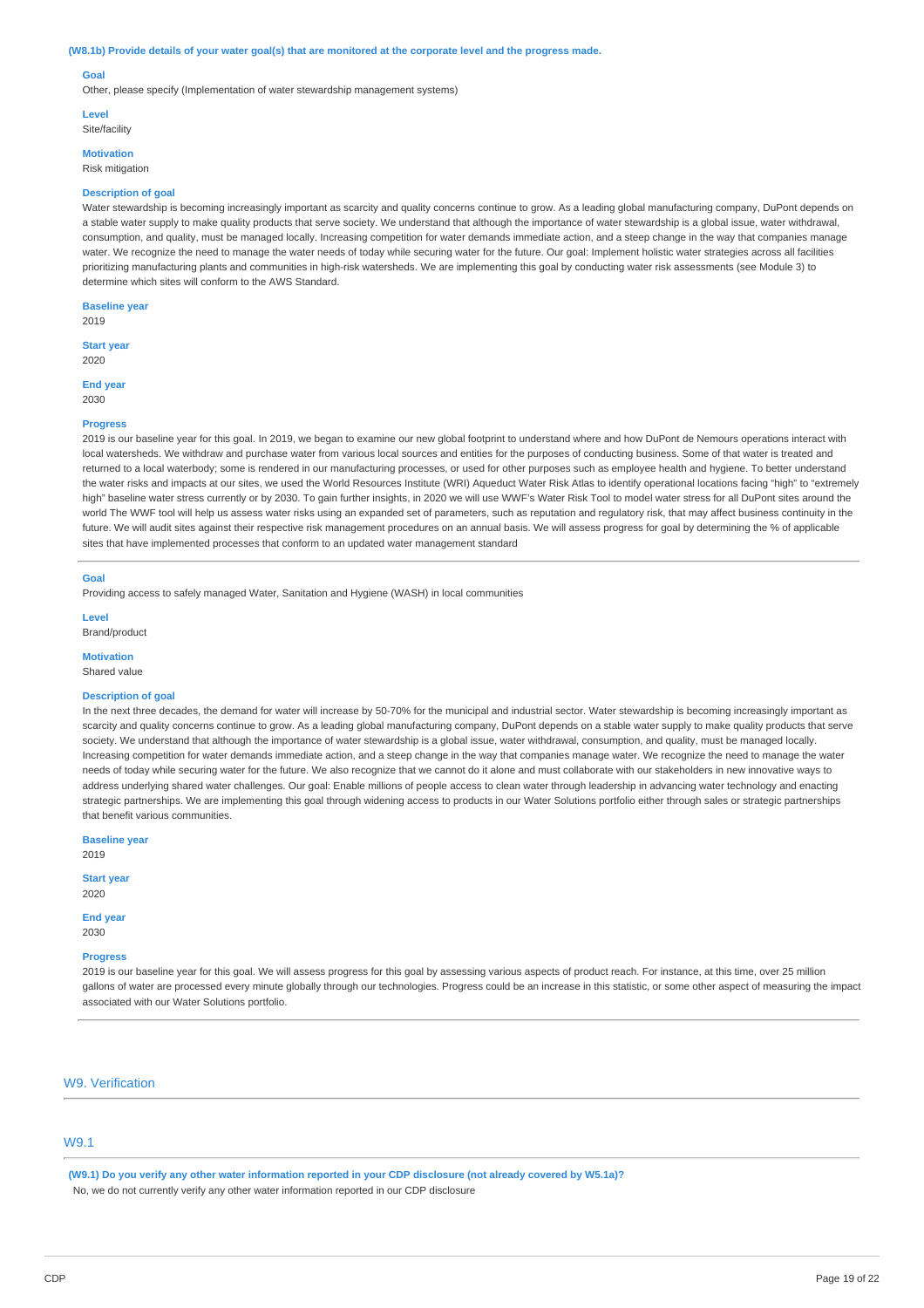**(W8.1b) Provide details of your water goal(s) that are monitored at the corporate level and the progress made.**

**Goal**
Other, please specify (Implementation of water stewardship management systems)

**Level**
Site/facility

**Motivation**
Risk mitigation

**Description of goal**
Water stewardship is becoming increasingly important as scarcity and quality concerns continue to grow. As a leading global manufacturing company, DuPont depends on a stable water supply to make quality products that serve society. We understand that although the importance of water stewardship is a global issue, water withdrawal, consumption, and quality, must be managed locally. Increasing competition for water demands immediate action, and a steep change in the way that companies manage water. We recognize the need to manage the water needs of today while securing water for the future. Our goal: Implement holistic water strategies across all facilities prioritizing manufacturing plants and communities in high-risk watersheds. We are implementing this goal by conducting water risk assessments (see Module 3) to determine which sites will conform to the AWS Standard.

**Baseline year**
2019

**Start year**
2020

**End year**
2030

**Progress**
2019 is our baseline year for this goal. In 2019, we began to examine our new global footprint to understand where and how DuPont de Nemours operations interact with local watersheds. We withdraw and purchase water from various local sources and entities for the purposes of conducting business. Some of that water is treated and returned to a local waterbody; some is rendered in our manufacturing processes, or used for other purposes such as employee health and hygiene. To better understand the water risks and impacts at our sites, we used the World Resources Institute (WRI) Aqueduct Water Risk Atlas to identify operational locations facing "high" to "extremely high" baseline water stress currently or by 2030. To gain further insights, in 2020 we will use WWF's Water Risk Tool to model water stress for all DuPont sites around the world The WWF tool will help us assess water risks using an expanded set of parameters, such as reputation and regulatory risk, that may affect business continuity in the future. We will audit sites against their respective risk management procedures on an annual basis. We will assess progress for goal by determining the % of applicable sites that have implemented processes that conform to an updated water management standard

---

**Goal**
Providing access to safely managed Water, Sanitation and Hygiene (WASH) in local communities

**Level**
Brand/product

**Motivation**
Shared value

**Description of goal**
In the next three decades, the demand for water will increase by 50-70% for the municipal and industrial sector. Water stewardship is becoming increasingly important as scarcity and quality concerns continue to grow. As a leading global manufacturing company, DuPont depends on a stable water supply to make quality products that serve society. We understand that although the importance of water stewardship is a global issue, water withdrawal, consumption, and quality, must be managed locally. Increasing competition for water demands immediate action, and a steep change in the way that companies manage water. We recognize the need to manage the water needs of today while securing water for the future. We also recognize that we cannot do it alone and must collaborate with our stakeholders in new innovative ways to address underlying shared water challenges. Our goal: Enable millions of people access to clean water through leadership in advancing water technology and enacting strategic partnerships. We are implementing this goal through widening access to products in our Water Solutions portfolio either through sales or strategic partnerships that benefit various communities.

**Baseline year**
2019

**Start year**
2020

**End year**
2030

**Progress**
2019 is our baseline year for this goal. We will assess progress for this goal by assessing various aspects of product reach. For instance, at this time, over 25 million gallons of water are processed every minute globally through our technologies. Progress could be an increase in this statistic, or some other aspect of measuring the impact associated with our Water Solutions portfolio.

## W9. Verification

### W9.1

**(W9.1) Do you verify any other water information reported in your CDP disclosure (not already covered by W5.1a)?**
No, we do not currently verify any other water information reported in our CDP disclosure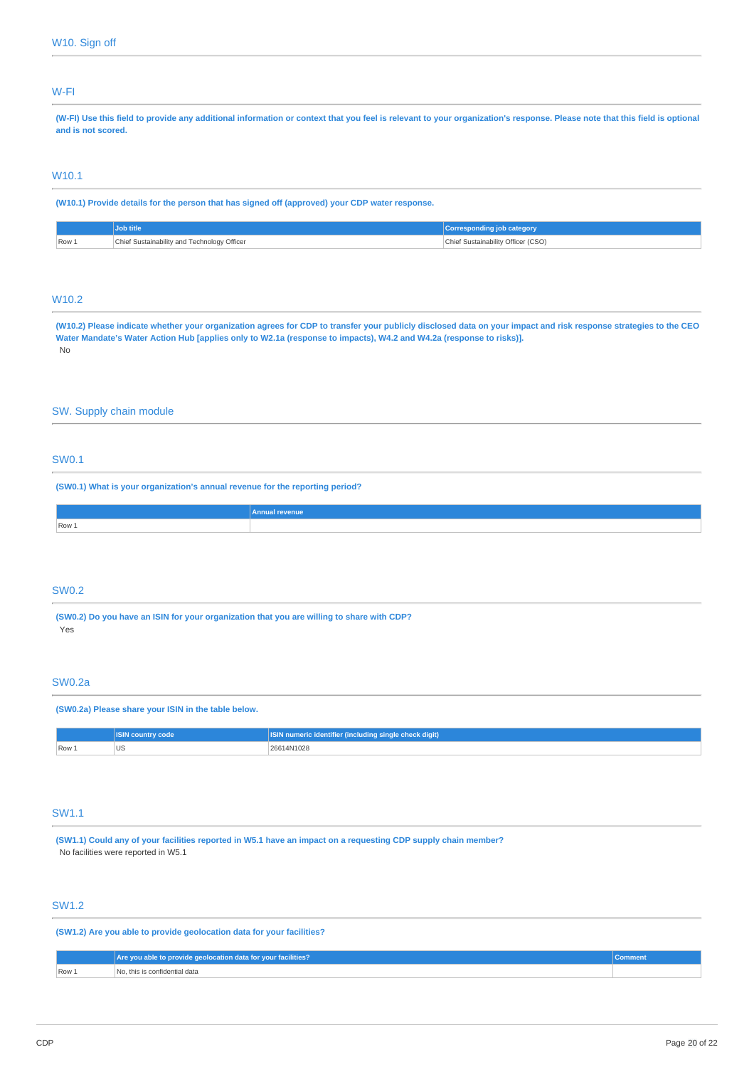## W10. Sign off

### W-FI

**(W-FI) Use this field to provide any additional information or context that you feel is relevant to your organization's response. Please note that this field is optional and is not scored.**

### W10.1

**(W10.1) Provide details for the person that has signed off (approved) your CDP water response.**

| | Job title | Corresponding job category |
|---|---|---|
| Row 1 | Chief Sustainability and Technology Officer | Chief Sustainability Officer (CSO) |

### W10.2

**(W10.2) Please indicate whether your organization agrees for CDP to transfer your publicly disclosed data on your impact and risk response strategies to the CEO Water Mandate's Water Action Hub [applies only to W2.1a (response to impacts), W4.2 and W4.2a (response to risks)].**

No

## SW. Supply chain module

### SW0.1

**(SW0.1) What is your organization's annual revenue for the reporting period?**

| | Annual revenue |
|---|---|
| Row 1 | |

### SW0.2

**(SW0.2) Do you have an ISIN for your organization that you are willing to share with CDP?**

Yes

### SW0.2a

**(SW0.2a) Please share your ISIN in the table below.**

| | ISIN country code | ISIN numeric identifier (including single check digit) |
|---|---|---|
| Row 1 | US | 26614N1028 |

### SW1.1

**(SW1.1) Could any of your facilities reported in W5.1 have an impact on a requesting CDP supply chain member?**

No facilities were reported in W5.1

### SW1.2

**(SW1.2) Are you able to provide geolocation data for your facilities?**

| | Are you able to provide geolocation data for your facilities? | Comment |
|---|---|---|
| Row 1 | No, this is confidential data | |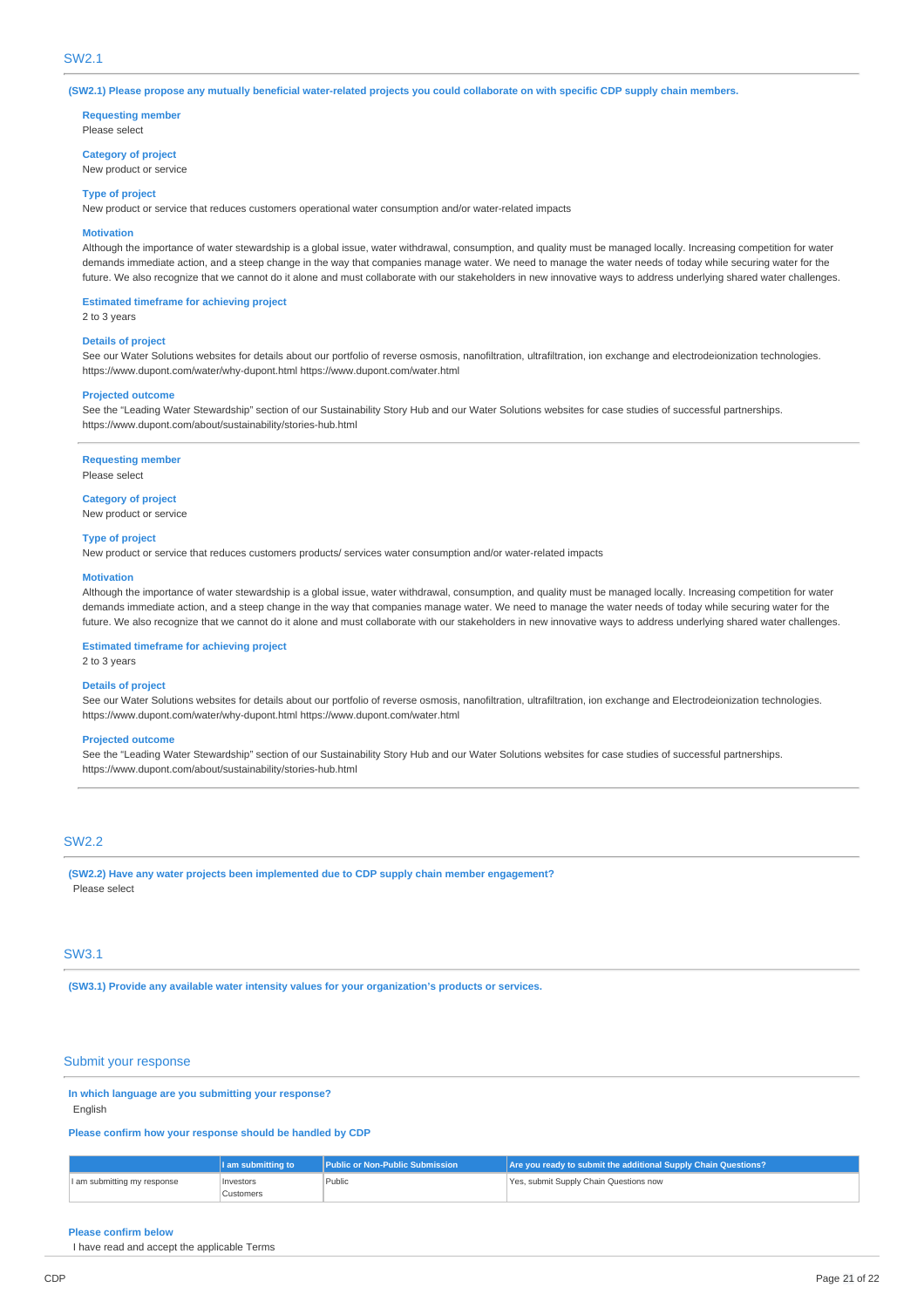## SW2.1

**(SW2.1) Please propose any mutually beneficial water-related projects you could collaborate on with specific CDP supply chain members.**

**Requesting member**
Please select

**Category of project**
New product or service

**Type of project**
New product or service that reduces customers operational water consumption and/or water-related impacts

**Motivation**
Although the importance of water stewardship is a global issue, water withdrawal, consumption, and quality must be managed locally. Increasing competition for water demands immediate action, and a steep change in the way that companies manage water. We need to manage the water needs of today while securing water for the future. We also recognize that we cannot do it alone and must collaborate with our stakeholders in new innovative ways to address underlying shared water challenges.

**Estimated timeframe for achieving project**
2 to 3 years

**Details of project**
See our Water Solutions websites for details about our portfolio of reverse osmosis, nanofiltration, ultrafiltration, ion exchange and electrodeionization technologies. https://www.dupont.com/water/why-dupont.html https://www.dupont.com/water.html

**Projected outcome**
See the "Leading Water Stewardship" section of our Sustainability Story Hub and our Water Solutions websites for case studies of successful partnerships. https://www.dupont.com/about/sustainability/stories-hub.html

---

**Requesting member**
Please select

**Category of project**
New product or service

**Type of project**
New product or service that reduces customers products/ services water consumption and/or water-related impacts

**Motivation**
Although the importance of water stewardship is a global issue, water withdrawal, consumption, and quality must be managed locally. Increasing competition for water demands immediate action, and a steep change in the way that companies manage water. We need to manage the water needs of today while securing water for the future. We also recognize that we cannot do it alone and must collaborate with our stakeholders in new innovative ways to address underlying shared water challenges.

**Estimated timeframe for achieving project**
2 to 3 years

**Details of project**
See our Water Solutions websites for details about our portfolio of reverse osmosis, nanofiltration, ultrafiltration, ion exchange and Electrodeionization technologies. https://www.dupont.com/water/why-dupont.html https://www.dupont.com/water.html

**Projected outcome**
See the "Leading Water Stewardship" section of our Sustainability Story Hub and our Water Solutions websites for case studies of successful partnerships. https://www.dupont.com/about/sustainability/stories-hub.html

## SW2.2

**(SW2.2) Have any water projects been implemented due to CDP supply chain member engagement?**
Please select

## SW3.1

**(SW3.1) Provide any available water intensity values for your organization's products or services.**

## Submit your response

**In which language are you submitting your response?**
English

**Please confirm how your response should be handled by CDP**

| | I am submitting to | Public or Non-Public Submission | Are you ready to submit the additional Supply Chain Questions? |
|---|---|---|---|
| I am submitting my response | Investors<br>Customers | Public | Yes, submit Supply Chain Questions now |

**Please confirm below**
I have read and accept the applicable Terms